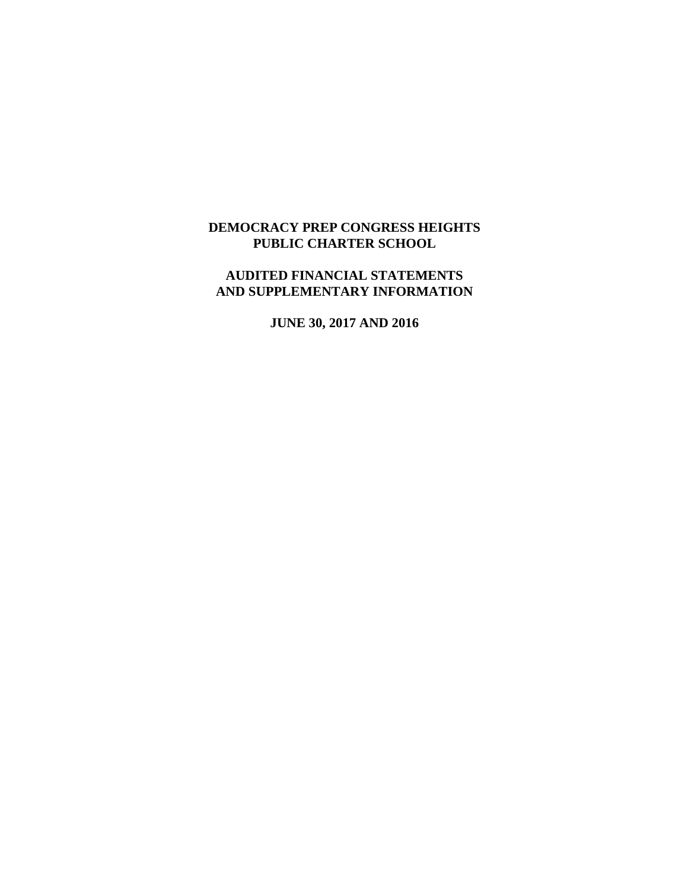# DEMOCRACY PREP CONGRESS HEIGHTS PUBLIC CHARTER SCHOOL

## AUDITED FINANCIAL STATEMENTS AND SUPPLEMENTARY INFORMATION

### JUNE 30, 2017 AND 2016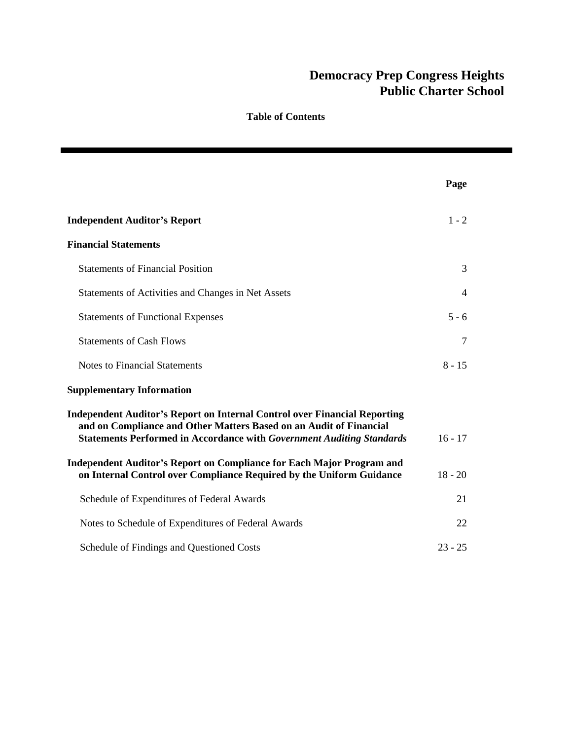# Democracy Prep Congress Heights Public Charter School

## Table of Contents

| | Page |
|---|---|
| **Independent Auditor's Report** | 1 - 2 |
| **Financial Statements** | |
| Statements of Financial Position | 3 |
| Statements of Activities and Changes in Net Assets | 4 |
| Statements of Functional Expenses | 5 - 6 |
| Statements of Cash Flows | 7 |
| Notes to Financial Statements | 8 - 15 |
| **Supplementary Information** | |
| **Independent Auditor's Report on Internal Control over Financial Reporting and on Compliance and Other Matters Based on an Audit of Financial Statements Performed in Accordance with *Government Auditing Standards*** | 16 - 17 |
| **Independent Auditor's Report on Compliance for Each Major Program and on Internal Control over Compliance Required by the Uniform Guidance** | 18 - 20 |
| Schedule of Expenditures of Federal Awards | 21 |
| Notes to Schedule of Expenditures of Federal Awards | 22 |
| Schedule of Findings and Questioned Costs | 23 - 25 |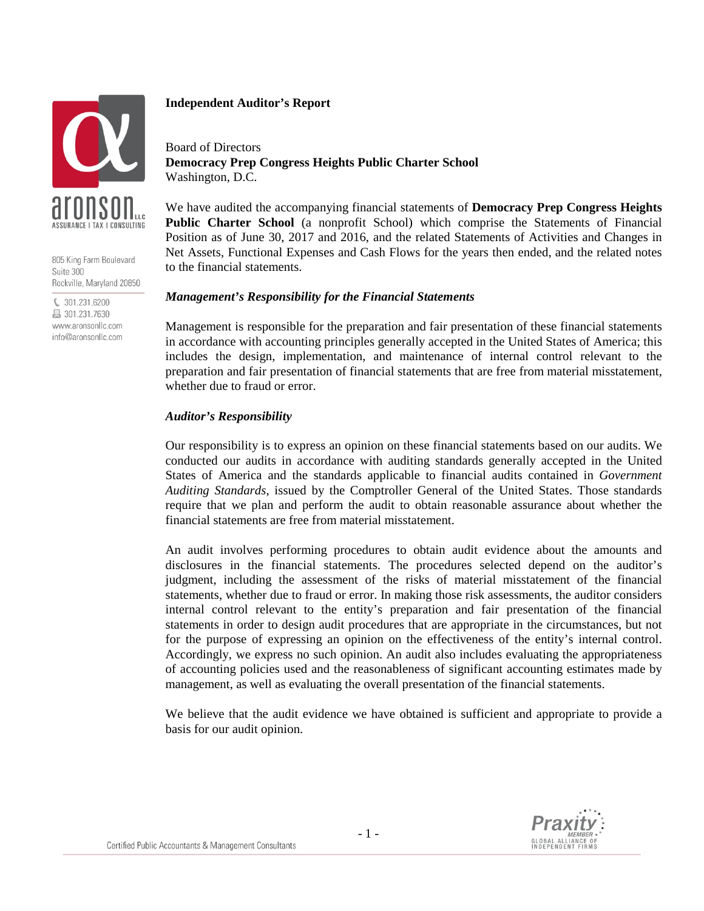aronson LLC
ASSURANCE | TAX | CONSULTING

805 King Farm Boulevard
Suite 300
Rockville, Maryland 20850

301.231.6200
301.231.7630
www.aronsonllc.com
info@aronsonllc.com

## Independent Auditor's Report

Board of Directors
**Democracy Prep Congress Heights Public Charter School**
Washington, D.C.

We have audited the accompanying financial statements of **Democracy Prep Congress Heights Public Charter School** (a nonprofit School) which comprise the Statements of Financial Position as of June 30, 2017 and 2016, and the related Statements of Activities and Changes in Net Assets, Functional Expenses and Cash Flows for the years then ended, and the related notes to the financial statements.

### *Management's Responsibility for the Financial Statements*

Management is responsible for the preparation and fair presentation of these financial statements in accordance with accounting principles generally accepted in the United States of America; this includes the design, implementation, and maintenance of internal control relevant to the preparation and fair presentation of financial statements that are free from material misstatement, whether due to fraud or error.

### *Auditor's Responsibility*

Our responsibility is to express an opinion on these financial statements based on our audits. We conducted our audits in accordance with auditing standards generally accepted in the United States of America and the standards applicable to financial audits contained in *Government Auditing Standards*, issued by the Comptroller General of the United States. Those standards require that we plan and perform the audit to obtain reasonable assurance about whether the financial statements are free from material misstatement.

An audit involves performing procedures to obtain audit evidence about the amounts and disclosures in the financial statements. The procedures selected depend on the auditor's judgment, including the assessment of the risks of material misstatement of the financial statements, whether due to fraud or error. In making those risk assessments, the auditor considers internal control relevant to the entity's preparation and fair presentation of the financial statements in order to design audit procedures that are appropriate in the circumstances, but not for the purpose of expressing an opinion on the effectiveness of the entity's internal control. Accordingly, we express no such opinion. An audit also includes evaluating the appropriateness of accounting policies used and the reasonableness of significant accounting estimates made by management, as well as evaluating the overall presentation of the financial statements.

We believe that the audit evidence we have obtained is sufficient and appropriate to provide a basis for our audit opinion.

Certified Public Accountants & Management Consultants

Praxity MEMBER
GLOBAL ALLIANCE OF INDEPENDENT FIRMS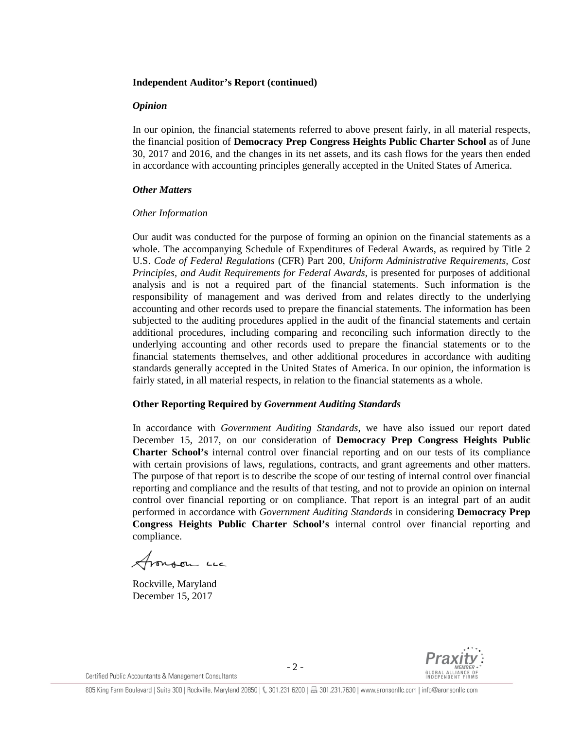**Independent Auditor's Report (continued)**

***Opinion***

In our opinion, the financial statements referred to above present fairly, in all material respects, the financial position of **Democracy Prep Congress Heights Public Charter School** as of June 30, 2017 and 2016, and the changes in its net assets, and its cash flows for the years then ended in accordance with accounting principles generally accepted in the United States of America.

***Other Matters***

*Other Information*

Our audit was conducted for the purpose of forming an opinion on the financial statements as a whole. The accompanying Schedule of Expenditures of Federal Awards, as required by Title 2 U.S. *Code of Federal Regulations* (CFR) Part 200, *Uniform Administrative Requirements, Cost Principles, and Audit Requirements for Federal Awards*, is presented for purposes of additional analysis and is not a required part of the financial statements. Such information is the responsibility of management and was derived from and relates directly to the underlying accounting and other records used to prepare the financial statements. The information has been subjected to the auditing procedures applied in the audit of the financial statements and certain additional procedures, including comparing and reconciling such information directly to the underlying accounting and other records used to prepare the financial statements or to the financial statements themselves, and other additional procedures in accordance with auditing standards generally accepted in the United States of America. In our opinion, the information is fairly stated, in all material respects, in relation to the financial statements as a whole.

**Other Reporting Required by *Government Auditing Standards***

In accordance with *Government Auditing Standards*, we have also issued our report dated December 15, 2017, on our consideration of **Democracy Prep Congress Heights Public Charter School's** internal control over financial reporting and on our tests of its compliance with certain provisions of laws, regulations, contracts, and grant agreements and other matters. The purpose of that report is to describe the scope of our testing of internal control over financial reporting and compliance and the results of that testing, and not to provide an opinion on internal control over financial reporting or on compliance. That report is an integral part of an audit performed in accordance with *Government Auditing Standards* in considering **Democracy Prep Congress Heights Public Charter School's** internal control over financial reporting and compliance.

Aronson LLC

Rockville, Maryland
December 15, 2017

Certified Public Accountants & Management Consultants

805 King Farm Boulevard | Suite 300 | Rockville, Maryland 20850 | 301.231.6200 | 301.231.7630 | www.aronsonllc.com | info@aronsonllc.com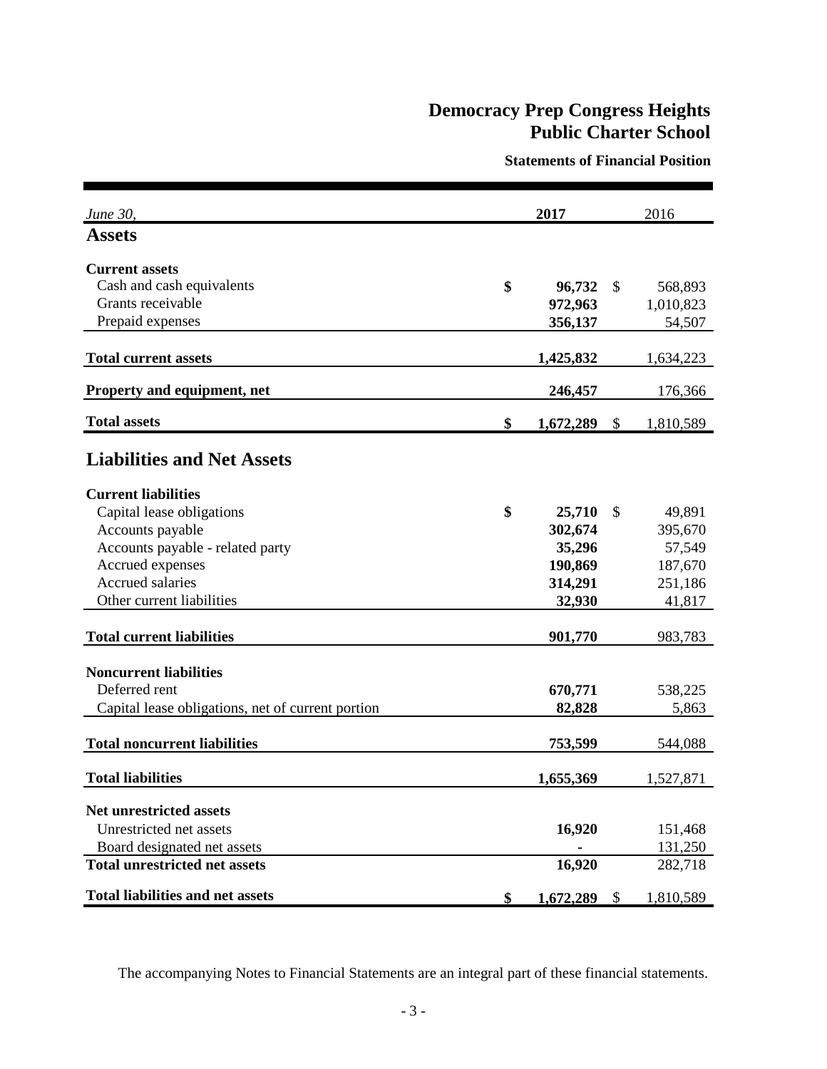# Democracy Prep Congress Heights Public Charter School

## Statements of Financial Position

| *June 30,* | 2017 | 2016 |
|---|---|---|
| **Assets** | | |
| **Current assets** | | |
| Cash and cash equivalents | **$ 96,732** | $ 568,893 |
| Grants receivable | **972,963** | 1,010,823 |
| Prepaid expenses | **356,137** | 54,507 |
| **Total current assets** | **1,425,832** | 1,634,223 |
| **Property and equipment, net** | **246,457** | 176,366 |
| **Total assets** | **$ 1,672,289** | $ 1,810,589 |
| **Liabilities and Net Assets** | | |
| **Current liabilities** | | |
| Capital lease obligations | **$ 25,710** | $ 49,891 |
| Accounts payable | **302,674** | 395,670 |
| Accounts payable - related party | **35,296** | 57,549 |
| Accrued expenses | **190,869** | 187,670 |
| Accrued salaries | **314,291** | 251,186 |
| Other current liabilities | **32,930** | 41,817 |
| **Total current liabilities** | **901,770** | 983,783 |
| **Noncurrent liabilities** | | |
| Deferred rent | **670,771** | 538,225 |
| Capital lease obligations, net of current portion | **82,828** | 5,863 |
| **Total noncurrent liabilities** | **753,599** | 544,088 |
| **Total liabilities** | **1,655,369** | 1,527,871 |
| **Net unrestricted assets** | | |
| Unrestricted net assets | **16,920** | 151,468 |
| Board designated net assets | **-** | 131,250 |
| **Total unrestricted net assets** | **16,920** | 282,718 |
| **Total liabilities and net assets** | **$ 1,672,289** | $ 1,810,589 |

The accompanying Notes to Financial Statements are an integral part of these financial statements.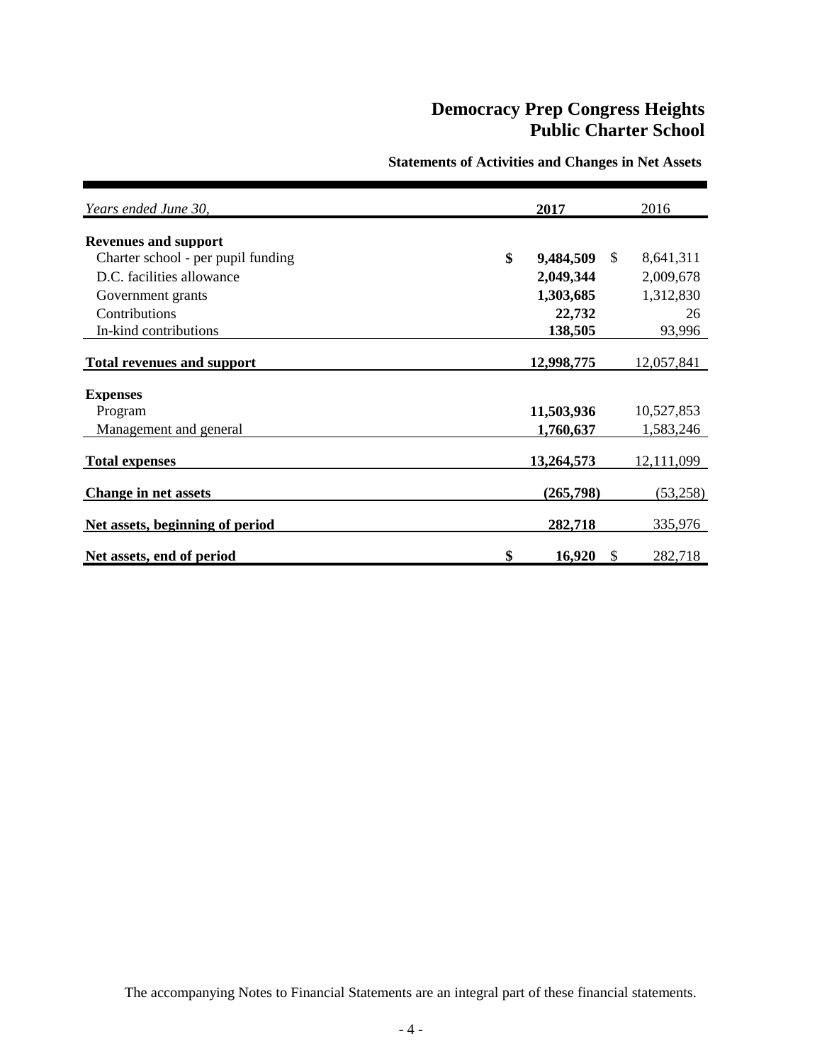# Democracy Prep Congress Heights Public Charter School

## Statements of Activities and Changes in Net Assets

| *Years ended June 30,* | 2017 | 2016 |
|---|---|---|
| **Revenues and support** | | |
| Charter school - per pupil funding | **$ 9,484,509** | $ 8,641,311 |
| D.C. facilities allowance | **2,049,344** | 2,009,678 |
| Government grants | **1,303,685** | 1,312,830 |
| Contributions | **22,732** | 26 |
| In-kind contributions | **138,505** | 93,996 |
| **Total revenues and support** | **12,998,775** | 12,057,841 |
| **Expenses** | | |
| Program | **11,503,936** | 10,527,853 |
| Management and general | **1,760,637** | 1,583,246 |
| **Total expenses** | **13,264,573** | 12,111,099 |
| **Change in net assets** | **(265,798)** | (53,258) |
| **Net assets, beginning of period** | **282,718** | 335,976 |
| **Net assets, end of period** | **$ 16,920** | $ 282,718 |

The accompanying Notes to Financial Statements are an integral part of these financial statements.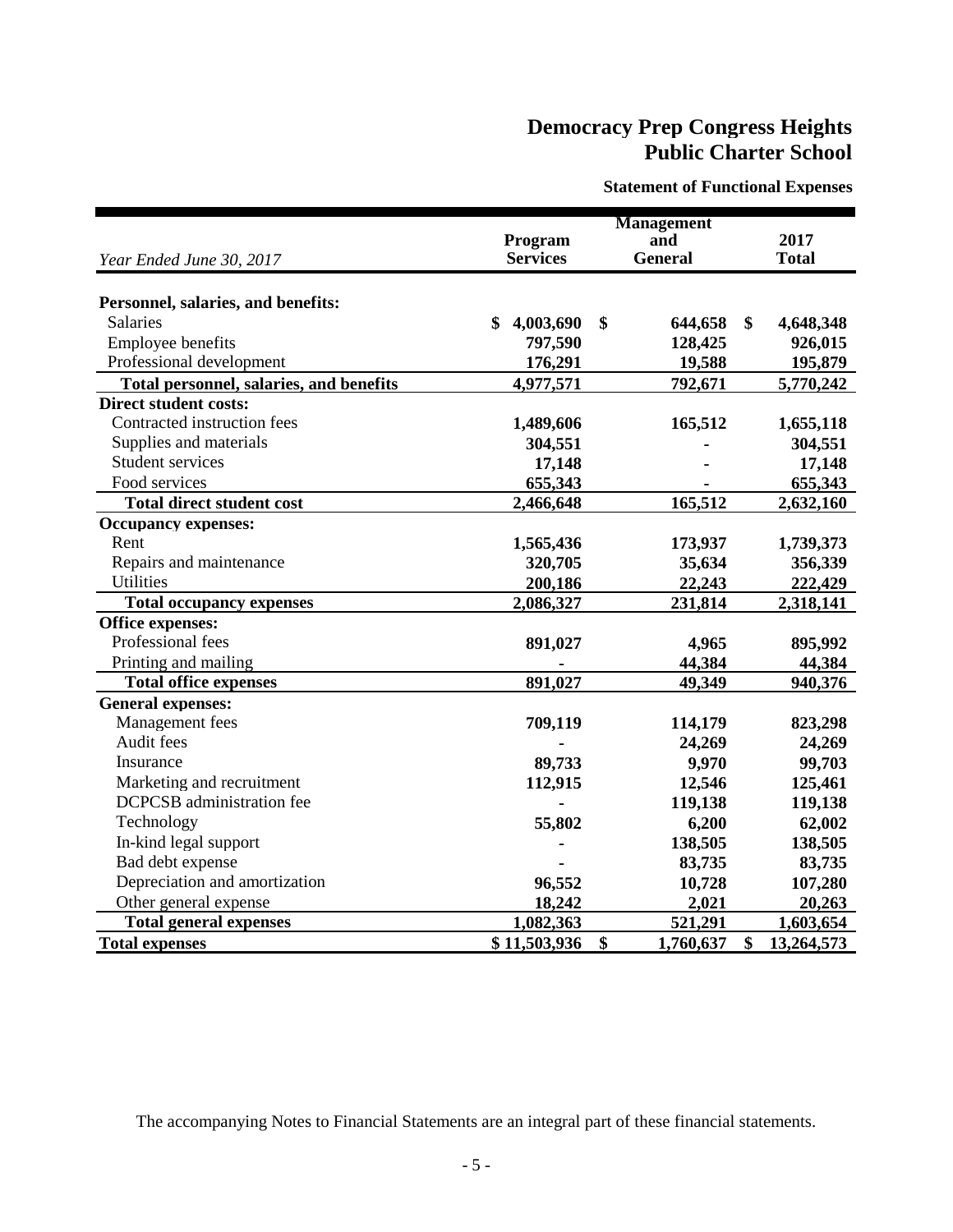# Democracy Prep Congress Heights Public Charter School

**Statement of Functional Expenses**

| *Year Ended June 30, 2017* | Program Services | Management and General | 2017 Total |
|---|---|---|---|
| **Personnel, salaries, and benefits:** | | | |
| Salaries | $ 4,003,690 | $ 644,658 | $ 4,648,348 |
| Employee benefits | 797,590 | 128,425 | 926,015 |
| Professional development | 176,291 | 19,588 | 195,879 |
| **Total personnel, salaries, and benefits** | 4,977,571 | 792,671 | 5,770,242 |
| **Direct student costs:** | | | |
| Contracted instruction fees | 1,489,606 | 165,512 | 1,655,118 |
| Supplies and materials | 304,551 | - | 304,551 |
| Student services | 17,148 | - | 17,148 |
| Food services | 655,343 | - | 655,343 |
| **Total direct student cost** | 2,466,648 | 165,512 | 2,632,160 |
| **Occupancy expenses:** | | | |
| Rent | 1,565,436 | 173,937 | 1,739,373 |
| Repairs and maintenance | 320,705 | 35,634 | 356,339 |
| Utilities | 200,186 | 22,243 | 222,429 |
| **Total occupancy expenses** | 2,086,327 | 231,814 | 2,318,141 |
| **Office expenses:** | | | |
| Professional fees | 891,027 | 4,965 | 895,992 |
| Printing and mailing | - | 44,384 | 44,384 |
| **Total office expenses** | 891,027 | 49,349 | 940,376 |
| **General expenses:** | | | |
| Management fees | 709,119 | 114,179 | 823,298 |
| Audit fees | - | 24,269 | 24,269 |
| Insurance | 89,733 | 9,970 | 99,703 |
| Marketing and recruitment | 112,915 | 12,546 | 125,461 |
| DCPCSB administration fee | - | 119,138 | 119,138 |
| Technology | 55,802 | 6,200 | 62,002 |
| In-kind legal support | - | 138,505 | 138,505 |
| Bad debt expense | - | 83,735 | 83,735 |
| Depreciation and amortization | 96,552 | 10,728 | 107,280 |
| Other general expense | 18,242 | 2,021 | 20,263 |
| **Total general expenses** | 1,082,363 | 521,291 | 1,603,654 |
| **Total expenses** | $ 11,503,936 | $ 1,760,637 | $ 13,264,573 |

The accompanying Notes to Financial Statements are an integral part of these financial statements.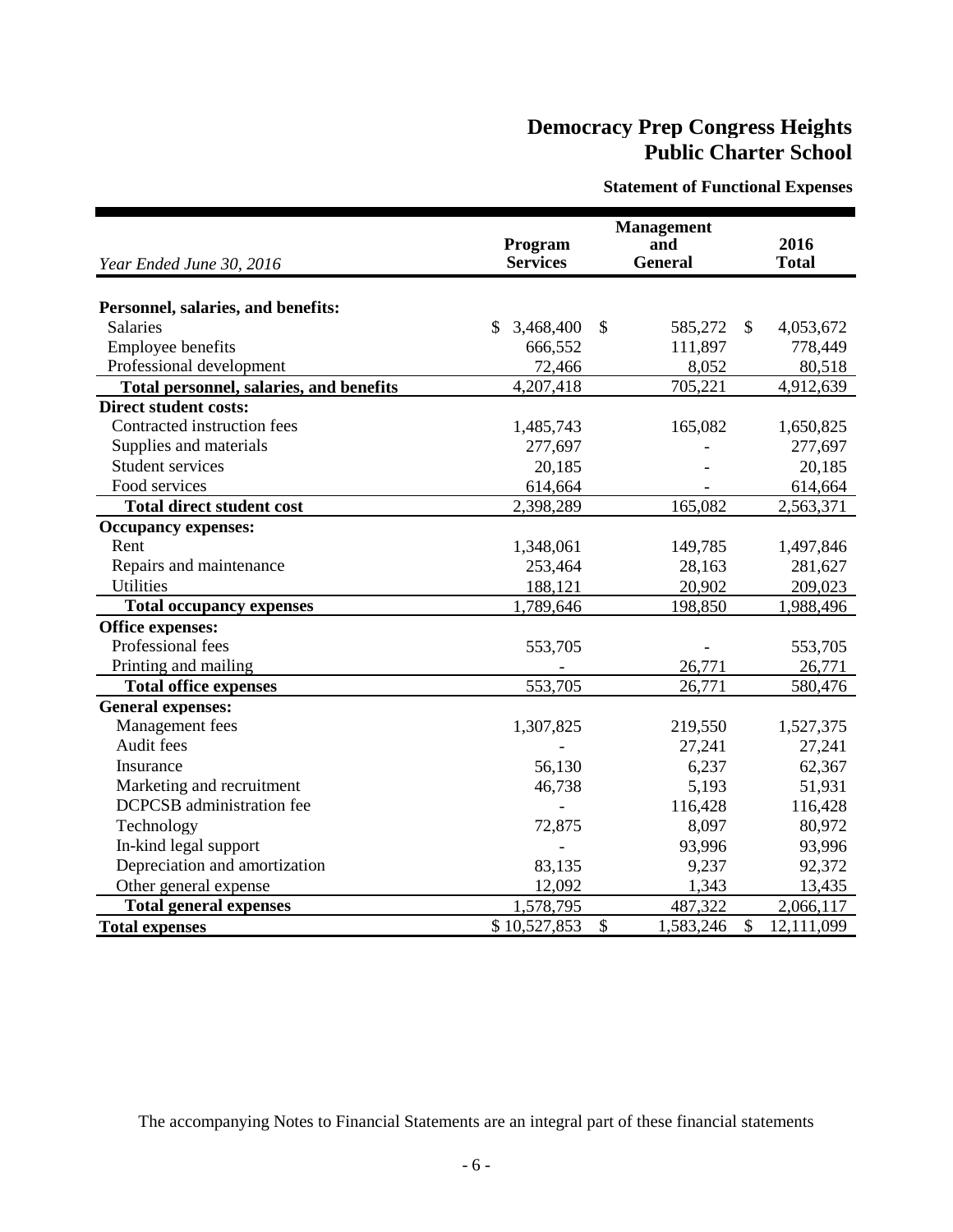# Democracy Prep Congress Heights Public Charter School

## Statement of Functional Expenses

| *Year Ended June 30, 2016* | Program Services | Management and General | 2016 Total |
|---|---|---|---|
| **Personnel, salaries, and benefits:** | | | |
| Salaries | $ 3,468,400 | $ 585,272 | $ 4,053,672 |
| Employee benefits | 666,552 | 111,897 | 778,449 |
| Professional development | 72,466 | 8,052 | 80,518 |
| **Total personnel, salaries, and benefits** | 4,207,418 | 705,221 | 4,912,639 |
| **Direct student costs:** | | | |
| Contracted instruction fees | 1,485,743 | 165,082 | 1,650,825 |
| Supplies and materials | 277,697 | - | 277,697 |
| Student services | 20,185 | - | 20,185 |
| Food services | 614,664 | - | 614,664 |
| **Total direct student cost** | 2,398,289 | 165,082 | 2,563,371 |
| **Occupancy expenses:** | | | |
| Rent | 1,348,061 | 149,785 | 1,497,846 |
| Repairs and maintenance | 253,464 | 28,163 | 281,627 |
| Utilities | 188,121 | 20,902 | 209,023 |
| **Total occupancy expenses** | 1,789,646 | 198,850 | 1,988,496 |
| **Office expenses:** | | | |
| Professional fees | 553,705 | - | 553,705 |
| Printing and mailing | - | 26,771 | 26,771 |
| **Total office expenses** | 553,705 | 26,771 | 580,476 |
| **General expenses:** | | | |
| Management fees | 1,307,825 | 219,550 | 1,527,375 |
| Audit fees | - | 27,241 | 27,241 |
| Insurance | 56,130 | 6,237 | 62,367 |
| Marketing and recruitment | 46,738 | 5,193 | 51,931 |
| DCPCSB administration fee | - | 116,428 | 116,428 |
| Technology | 72,875 | 8,097 | 80,972 |
| In-kind legal support | - | 93,996 | 93,996 |
| Depreciation and amortization | 83,135 | 9,237 | 92,372 |
| Other general expense | 12,092 | 1,343 | 13,435 |
| **Total general expenses** | 1,578,795 | 487,322 | 2,066,117 |
| **Total expenses** | $ 10,527,853 | $ 1,583,246 | $ 12,111,099 |

The accompanying Notes to Financial Statements are an integral part of these financial statements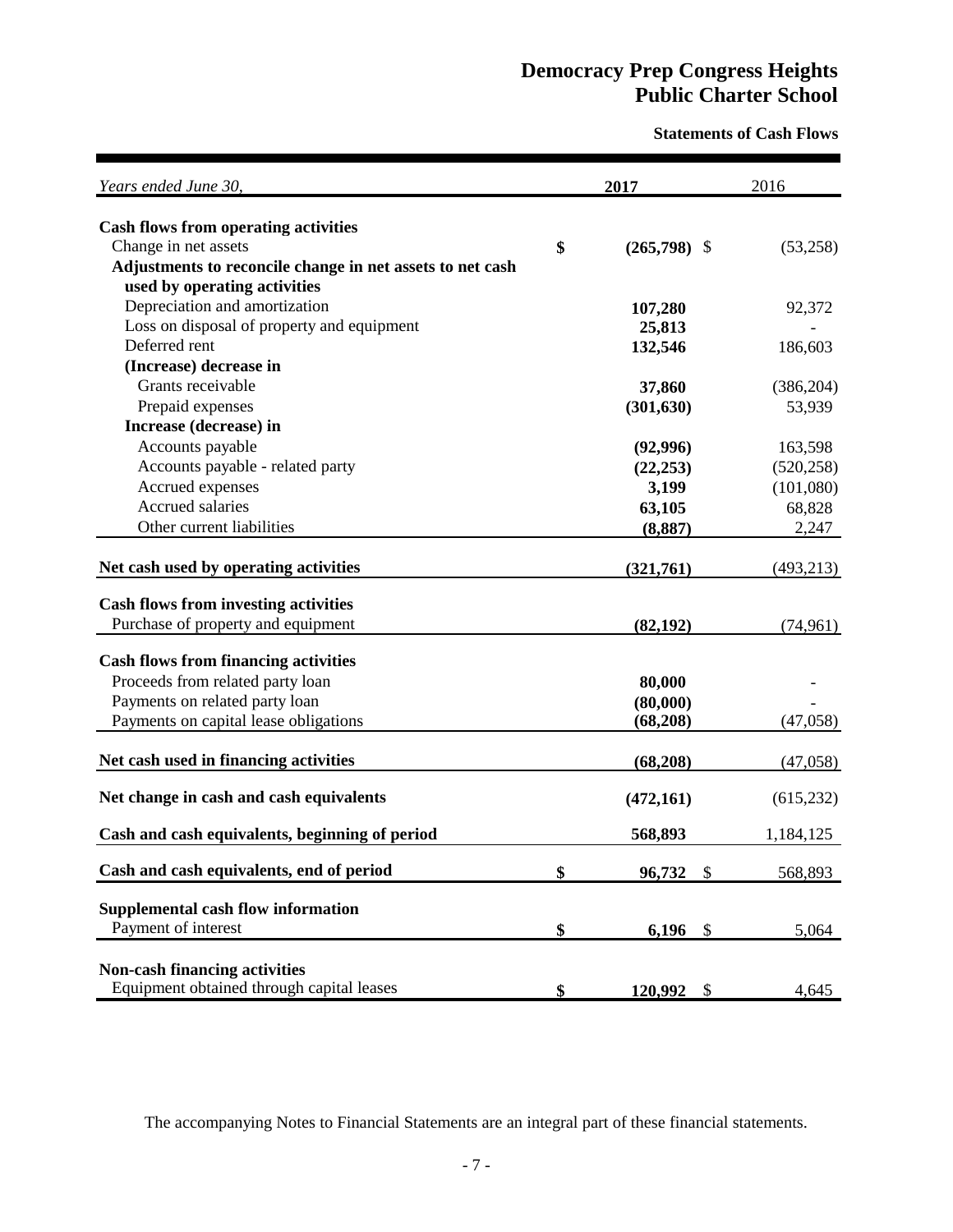# Democracy Prep Congress Heights Public Charter School

## Statements of Cash Flows

| *Years ended June 30,* | **2017** | 2016 |
|---|---|---|
| **Cash flows from operating activities** | | |
| Change in net assets | **$ (265,798)** | $ (53,258) |
| **Adjustments to reconcile change in net assets to net cash used by operating activities** | | |
| Depreciation and amortization | **107,280** | 92,372 |
| Loss on disposal of property and equipment | **25,813** | - |
| Deferred rent | **132,546** | 186,603 |
| **(Increase) decrease in** | | |
| Grants receivable | **37,860** | (386,204) |
| Prepaid expenses | **(301,630)** | 53,939 |
| **Increase (decrease) in** | | |
| Accounts payable | **(92,996)** | 163,598 |
| Accounts payable - related party | **(22,253)** | (520,258) |
| Accrued expenses | **3,199** | (101,080) |
| Accrued salaries | **63,105** | 68,828 |
| Other current liabilities | **(8,887)** | 2,247 |
| **Net cash used by operating activities** | **(321,761)** | (493,213) |
| **Cash flows from investing activities** | | |
| Purchase of property and equipment | **(82,192)** | (74,961) |
| **Cash flows from financing activities** | | |
| Proceeds from related party loan | **80,000** | - |
| Payments on related party loan | **(80,000)** | - |
| Payments on capital lease obligations | **(68,208)** | (47,058) |
| **Net cash used in financing activities** | **(68,208)** | (47,058) |
| **Net change in cash and cash equivalents** | **(472,161)** | (615,232) |
| **Cash and cash equivalents, beginning of period** | **568,893** | 1,184,125 |
| **Cash and cash equivalents, end of period** | **$ 96,732** | $ 568,893 |
| **Supplemental cash flow information** | | |
| Payment of interest | **$ 6,196** | $ 5,064 |
| **Non-cash financing activities** | | |
| Equipment obtained through capital leases | **$ 120,992** | $ 4,645 |

The accompanying Notes to Financial Statements are an integral part of these financial statements.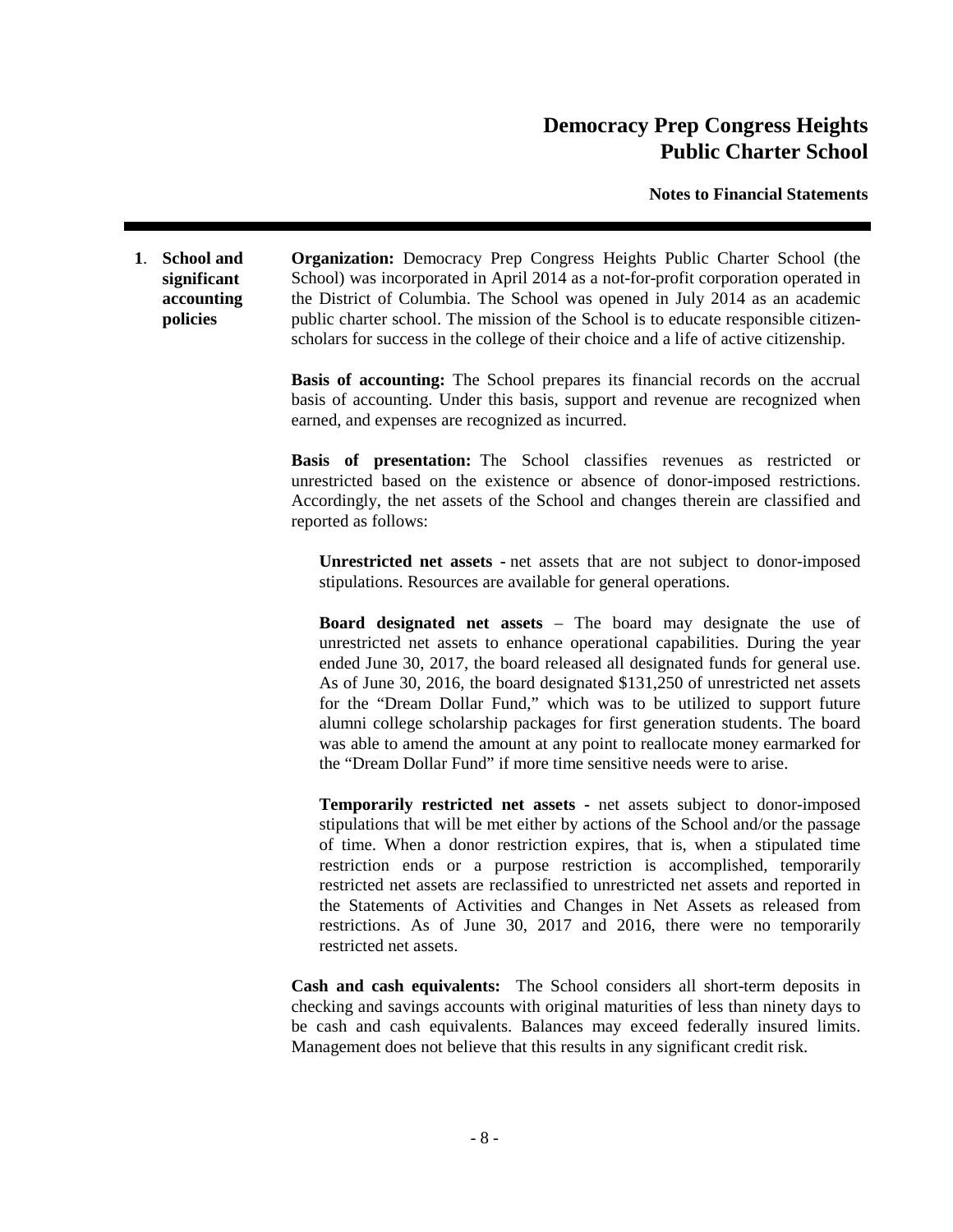## 1. School and significant accounting policies

**Organization:** Democracy Prep Congress Heights Public Charter School (the School) was incorporated in April 2014 as a not-for-profit corporation operated in the District of Columbia. The School was opened in July 2014 as an academic public charter school. The mission of the School is to educate responsible citizen-scholars for success in the college of their choice and a life of active citizenship.

**Basis of accounting:** The School prepares its financial records on the accrual basis of accounting. Under this basis, support and revenue are recognized when earned, and expenses are recognized as incurred.

**Basis of presentation:** The School classifies revenues as restricted or unrestricted based on the existence or absence of donor-imposed restrictions. Accordingly, the net assets of the School and changes therein are classified and reported as follows:

**Unrestricted net assets** - net assets that are not subject to donor-imposed stipulations. Resources are available for general operations.

**Board designated net assets** – The board may designate the use of unrestricted net assets to enhance operational capabilities. During the year ended June 30, 2017, the board released all designated funds for general use. As of June 30, 2016, the board designated $131,250 of unrestricted net assets for the "Dream Dollar Fund," which was to be utilized to support future alumni college scholarship packages for first generation students. The board was able to amend the amount at any point to reallocate money earmarked for the "Dream Dollar Fund" if more time sensitive needs were to arise.

**Temporarily restricted net assets** - net assets subject to donor-imposed stipulations that will be met either by actions of the School and/or the passage of time. When a donor restriction expires, that is, when a stipulated time restriction ends or a purpose restriction is accomplished, temporarily restricted net assets are reclassified to unrestricted net assets and reported in the Statements of Activities and Changes in Net Assets as released from restrictions. As of June 30, 2017 and 2016, there were no temporarily restricted net assets.

**Cash and cash equivalents:** The School considers all short-term deposits in checking and savings accounts with original maturities of less than ninety days to be cash and cash equivalents. Balances may exceed federally insured limits. Management does not believe that this results in any significant credit risk.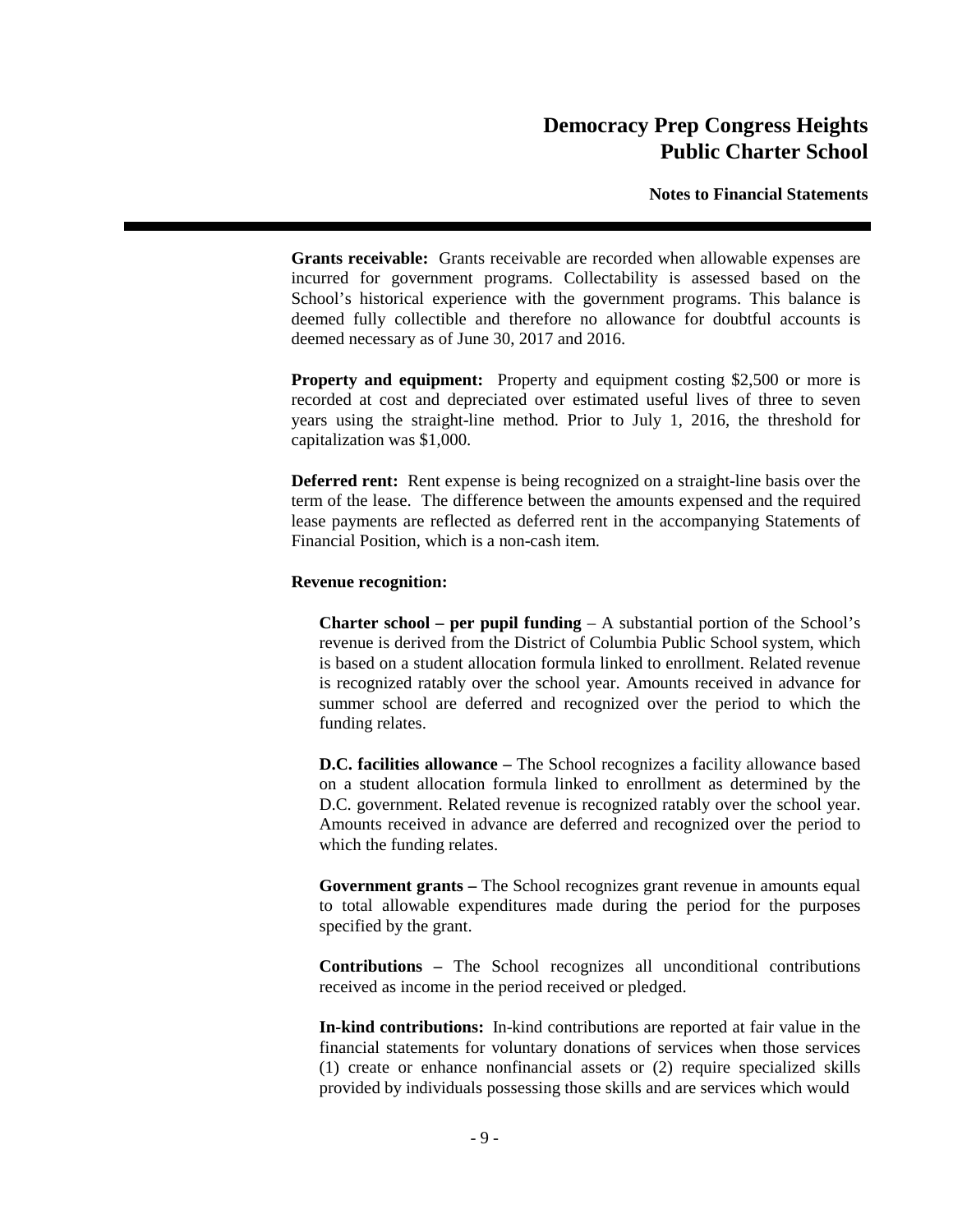**Grants receivable:** Grants receivable are recorded when allowable expenses are incurred for government programs. Collectability is assessed based on the School's historical experience with the government programs. This balance is deemed fully collectible and therefore no allowance for doubtful accounts is deemed necessary as of June 30, 2017 and 2016.

**Property and equipment:** Property and equipment costing $2,500 or more is recorded at cost and depreciated over estimated useful lives of three to seven years using the straight-line method. Prior to July 1, 2016, the threshold for capitalization was $1,000.

**Deferred rent:** Rent expense is being recognized on a straight-line basis over the term of the lease. The difference between the amounts expensed and the required lease payments are reflected as deferred rent in the accompanying Statements of Financial Position, which is a non-cash item.

**Revenue recognition:**

**Charter school – per pupil funding** – A substantial portion of the School's revenue is derived from the District of Columbia Public School system, which is based on a student allocation formula linked to enrollment. Related revenue is recognized ratably over the school year. Amounts received in advance for summer school are deferred and recognized over the period to which the funding relates.

**D.C. facilities allowance –** The School recognizes a facility allowance based on a student allocation formula linked to enrollment as determined by the D.C. government. Related revenue is recognized ratably over the school year. Amounts received in advance are deferred and recognized over the period to which the funding relates.

**Government grants –** The School recognizes grant revenue in amounts equal to total allowable expenditures made during the period for the purposes specified by the grant.

**Contributions –** The School recognizes all unconditional contributions received as income in the period received or pledged.

**In-kind contributions:** In-kind contributions are reported at fair value in the financial statements for voluntary donations of services when those services (1) create or enhance nonfinancial assets or (2) require specialized skills provided by individuals possessing those skills and are services which would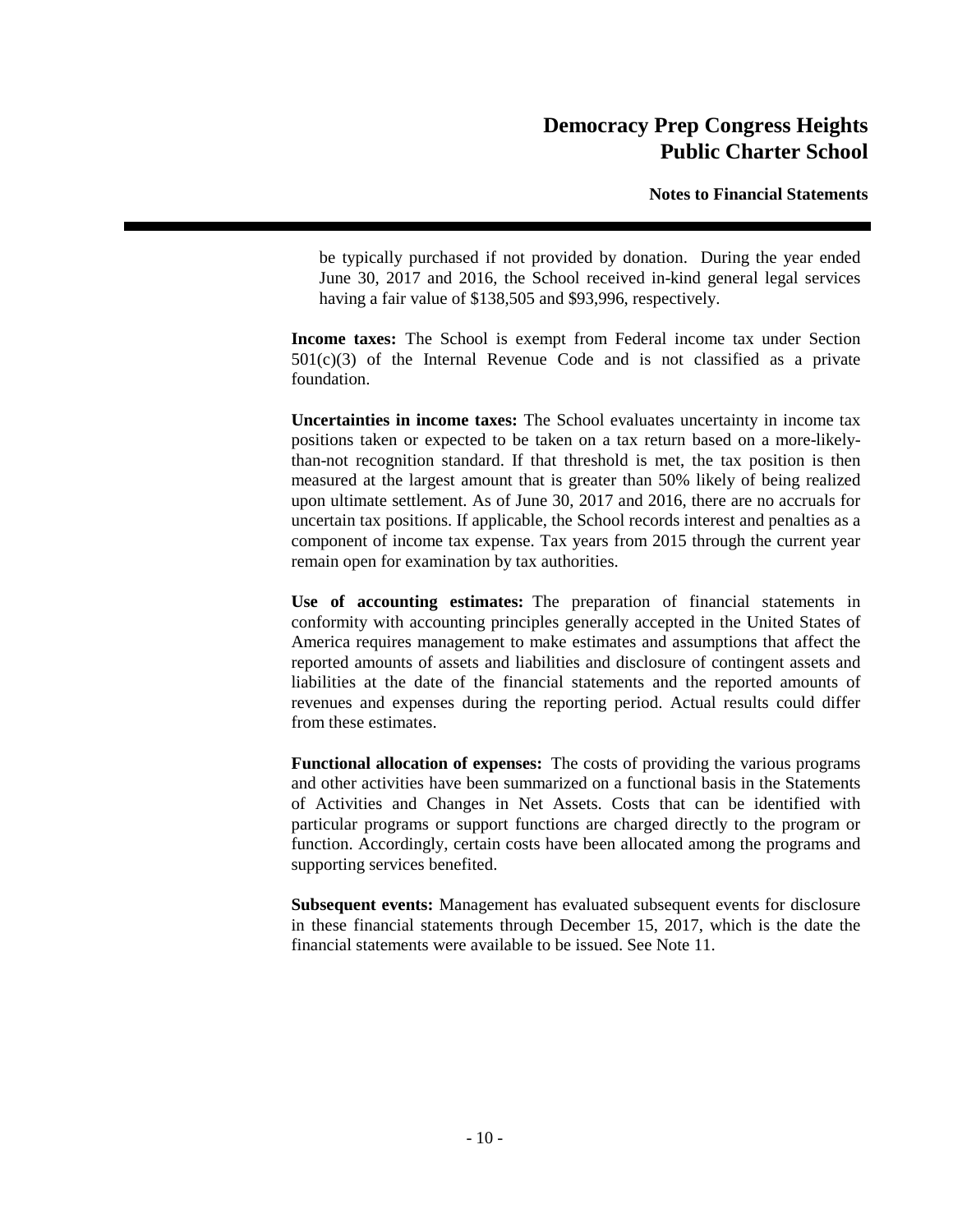be typically purchased if not provided by donation. During the year ended June 30, 2017 and 2016, the School received in-kind general legal services having a fair value of $138,505 and $93,996, respectively.

**Income taxes:** The School is exempt from Federal income tax under Section 501(c)(3) of the Internal Revenue Code and is not classified as a private foundation.

**Uncertainties in income taxes:** The School evaluates uncertainty in income tax positions taken or expected to be taken on a tax return based on a more-likely-than-not recognition standard. If that threshold is met, the tax position is then measured at the largest amount that is greater than 50% likely of being realized upon ultimate settlement. As of June 30, 2017 and 2016, there are no accruals for uncertain tax positions. If applicable, the School records interest and penalties as a component of income tax expense. Tax years from 2015 through the current year remain open for examination by tax authorities.

**Use of accounting estimates:** The preparation of financial statements in conformity with accounting principles generally accepted in the United States of America requires management to make estimates and assumptions that affect the reported amounts of assets and liabilities and disclosure of contingent assets and liabilities at the date of the financial statements and the reported amounts of revenues and expenses during the reporting period. Actual results could differ from these estimates.

**Functional allocation of expenses:** The costs of providing the various programs and other activities have been summarized on a functional basis in the Statements of Activities and Changes in Net Assets. Costs that can be identified with particular programs or support functions are charged directly to the program or function. Accordingly, certain costs have been allocated among the programs and supporting services benefited.

**Subsequent events:** Management has evaluated subsequent events for disclosure in these financial statements through December 15, 2017, which is the date the financial statements were available to be issued. See Note 11.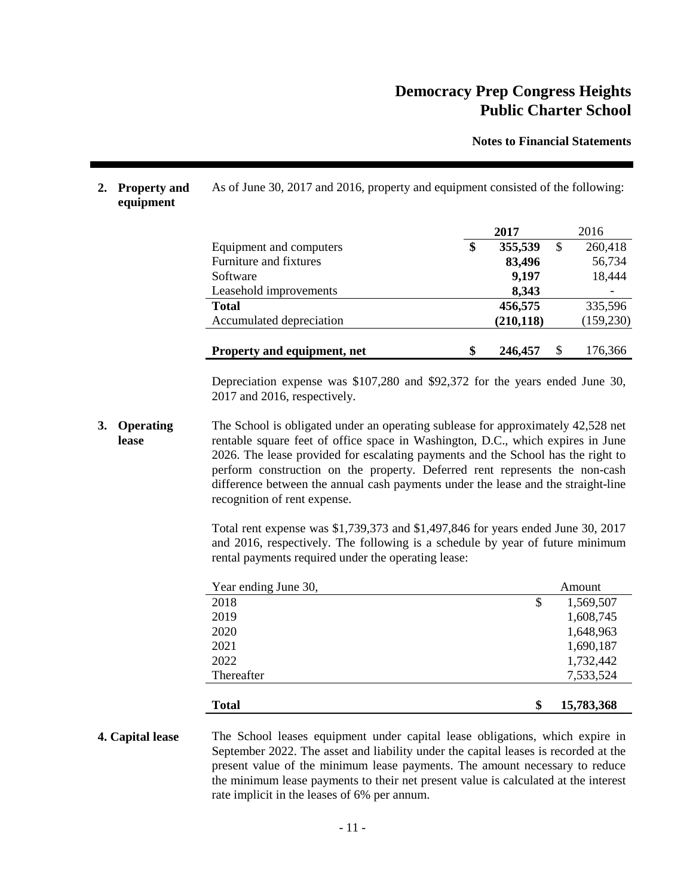**2. Property and equipment**

As of June 30, 2017 and 2016, property and equipment consisted of the following:

| | 2017 | 2016 |
|---|---|---|
| Equipment and computers | **$ 355,539** | $ 260,418 |
| Furniture and fixtures | **83,496** | 56,734 |
| Software | **9,197** | 18,444 |
| Leasehold improvements | **8,343** | - |
| **Total** | **456,575** | 335,596 |
| Accumulated depreciation | **(210,118)** | (159,230) |
| **Property and equipment, net** | **$ 246,457** | $ 176,366 |

Depreciation expense was $107,280 and $92,372 for the years ended June 30, 2017 and 2016, respectively.

**3. Operating lease**

The School is obligated under an operating sublease for approximately 42,528 net rentable square feet of office space in Washington, D.C., which expires in June 2026. The lease provided for escalating payments and the School has the right to perform construction on the property. Deferred rent represents the non-cash difference between the annual cash payments under the lease and the straight-line recognition of rent expense.

Total rent expense was $1,739,373 and $1,497,846 for years ended June 30, 2017 and 2016, respectively. The following is a schedule by year of future minimum rental payments required under the operating lease:

| Year ending June 30, | Amount |
|---|---|
| 2018 | $ 1,569,507 |
| 2019 | 1,608,745 |
| 2020 | 1,648,963 |
| 2021 | 1,690,187 |
| 2022 | 1,732,442 |
| Thereafter | 7,533,524 |
| **Total** | **$ 15,783,368** |

**4. Capital lease**

The School leases equipment under capital lease obligations, which expire in September 2022. The asset and liability under the capital leases is recorded at the present value of the minimum lease payments. The amount necessary to reduce the minimum lease payments to their net present value is calculated at the interest rate implicit in the leases of 6% per annum.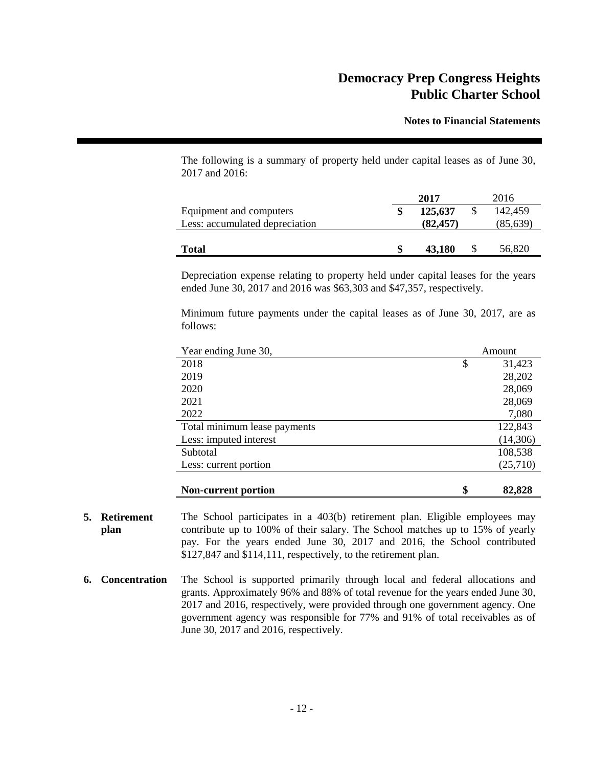The following is a summary of property held under capital leases as of June 30, 2017 and 2016:

| | 2017 | 2016 |
|---|---|---|
| Equipment and computers | $ 125,637 | $ 142,459 |
| Less: accumulated depreciation | (82,457) | (85,639) |
| **Total** | **$ 43,180** | $ 56,820 |

Depreciation expense relating to property held under capital leases for the years ended June 30, 2017 and 2016 was $63,303 and $47,357, respectively.

Minimum future payments under the capital leases as of June 30, 2017, are as follows:

| Year ending June 30, | Amount |
|---|---|
| 2018 | $ 31,423 |
| 2019 | 28,202 |
| 2020 | 28,069 |
| 2021 | 28,069 |
| 2022 | 7,080 |
| Total minimum lease payments | 122,843 |
| Less: imputed interest | (14,306) |
| Subtotal | 108,538 |
| Less: current portion | (25,710) |
| **Non-current portion** | **$ 82,828** |

**5. Retirement plan**

The School participates in a 403(b) retirement plan. Eligible employees may contribute up to 100% of their salary. The School matches up to 15% of yearly pay. For the years ended June 30, 2017 and 2016, the School contributed $127,847 and $114,111, respectively, to the retirement plan.

**6. Concentration**

The School is supported primarily through local and federal allocations and grants. Approximately 96% and 88% of total revenue for the years ended June 30, 2017 and 2016, respectively, were provided through one government agency. One government agency was responsible for 77% and 91% of total receivables as of June 30, 2017 and 2016, respectively.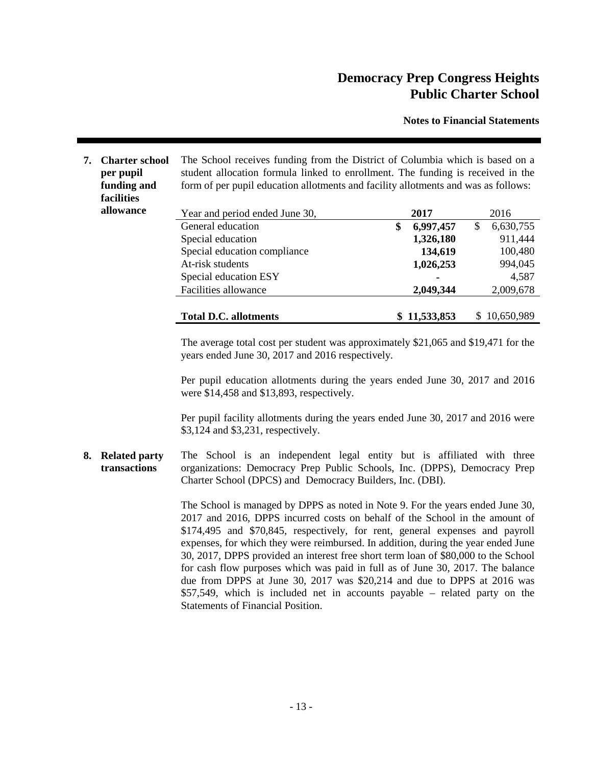## 7. Charter school per pupil funding and facilities allowance

The School receives funding from the District of Columbia which is based on a student allocation formula linked to enrollment. The funding is received in the form of per pupil education allotments and facility allotments and was as follows:

| Year and period ended June 30, | 2017 | 2016 |
|---|---|---|
| General education | $ 6,997,457 | $ 6,630,755 |
| Special education | 1,326,180 | 911,444 |
| Special education compliance | 134,619 | 100,480 |
| At-risk students | 1,026,253 | 994,045 |
| Special education ESY | - | 4,587 |
| Facilities allowance | 2,049,344 | 2,009,678 |
| **Total D.C. allotments** | **$ 11,533,853** | $ 10,650,989 |

The average total cost per student was approximately $21,065 and $19,471 for the years ended June 30, 2017 and 2016 respectively.

Per pupil education allotments during the years ended June 30, 2017 and 2016 were $14,458 and $13,893, respectively.

Per pupil facility allotments during the years ended June 30, 2017 and 2016 were $3,124 and $3,231, respectively.

## 8. Related party transactions

The School is an independent legal entity but is affiliated with three organizations: Democracy Prep Public Schools, Inc. (DPPS), Democracy Prep Charter School (DPCS) and Democracy Builders, Inc. (DBI).

The School is managed by DPPS as noted in Note 9. For the years ended June 30, 2017 and 2016, DPPS incurred costs on behalf of the School in the amount of $174,495 and $70,845, respectively, for rent, general expenses and payroll expenses, for which they were reimbursed. In addition, during the year ended June 30, 2017, DPPS provided an interest free short term loan of $80,000 to the School for cash flow purposes which was paid in full as of June 30, 2017. The balance due from DPPS at June 30, 2017 was $20,214 and due to DPPS at 2016 was $57,549, which is included net in accounts payable – related party on the Statements of Financial Position.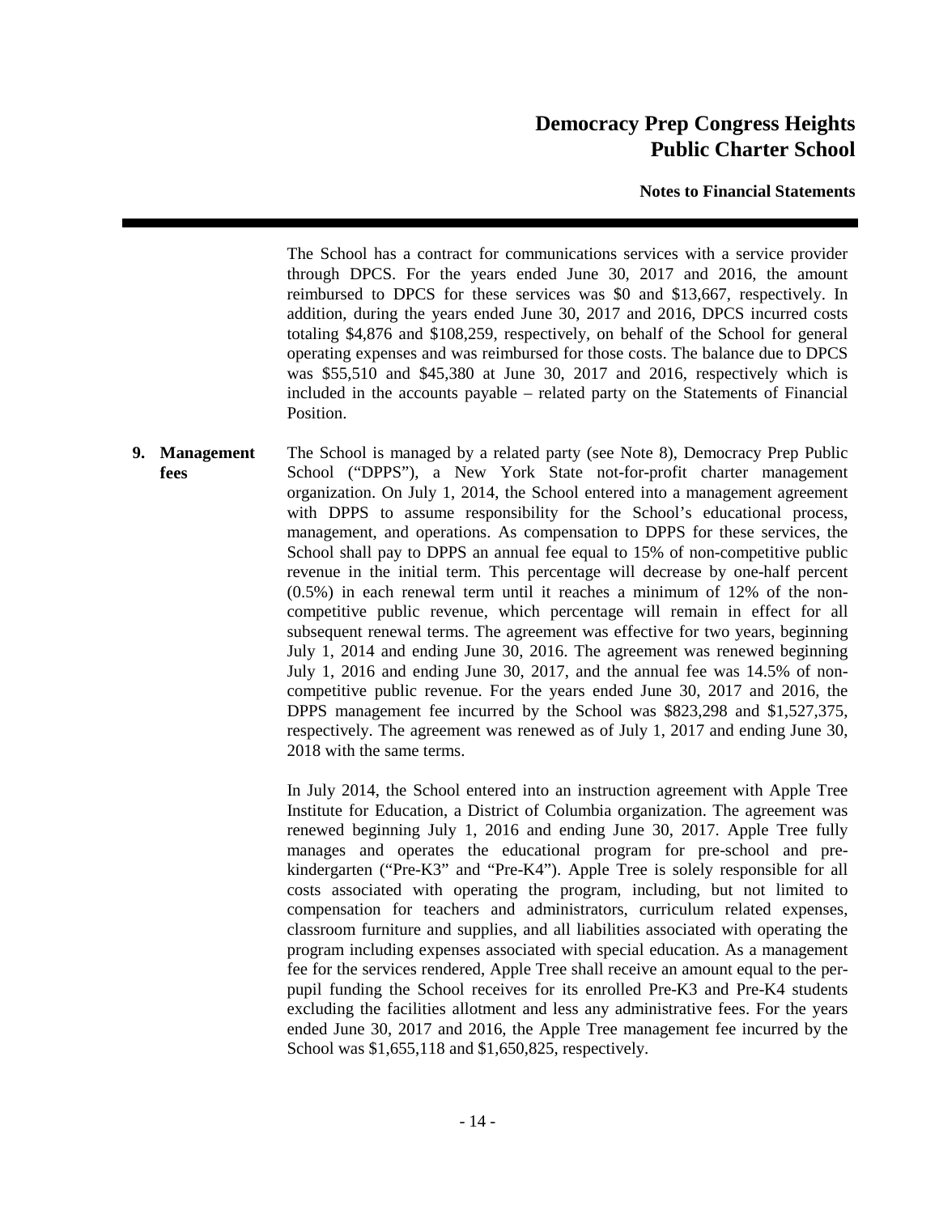The School has a contract for communications services with a service provider through DPCS. For the years ended June 30, 2017 and 2016, the amount reimbursed to DPCS for these services was $0 and $13,667, respectively. In addition, during the years ended June 30, 2017 and 2016, DPCS incurred costs totaling $4,876 and $108,259, respectively, on behalf of the School for general operating expenses and was reimbursed for those costs. The balance due to DPCS was $55,510 and $45,380 at June 30, 2017 and 2016, respectively which is included in the accounts payable – related party on the Statements of Financial Position.

**9. Management fees**

The School is managed by a related party (see Note 8), Democracy Prep Public School ("DPPS"), a New York State not-for-profit charter management organization. On July 1, 2014, the School entered into a management agreement with DPPS to assume responsibility for the School's educational process, management, and operations. As compensation to DPPS for these services, the School shall pay to DPPS an annual fee equal to 15% of non-competitive public revenue in the initial term. This percentage will decrease by one-half percent (0.5%) in each renewal term until it reaches a minimum of 12% of the non-competitive public revenue, which percentage will remain in effect for all subsequent renewal terms. The agreement was effective for two years, beginning July 1, 2014 and ending June 30, 2016. The agreement was renewed beginning July 1, 2016 and ending June 30, 2017, and the annual fee was 14.5% of non-competitive public revenue. For the years ended June 30, 2017 and 2016, the DPPS management fee incurred by the School was $823,298 and $1,527,375, respectively. The agreement was renewed as of July 1, 2017 and ending June 30, 2018 with the same terms.

In July 2014, the School entered into an instruction agreement with Apple Tree Institute for Education, a District of Columbia organization. The agreement was renewed beginning July 1, 2016 and ending June 30, 2017. Apple Tree fully manages and operates the educational program for pre-school and pre-kindergarten ("Pre-K3" and "Pre-K4"). Apple Tree is solely responsible for all costs associated with operating the program, including, but not limited to compensation for teachers and administrators, curriculum related expenses, classroom furniture and supplies, and all liabilities associated with operating the program including expenses associated with special education. As a management fee for the services rendered, Apple Tree shall receive an amount equal to the per-pupil funding the School receives for its enrolled Pre-K3 and Pre-K4 students excluding the facilities allotment and less any administrative fees. For the years ended June 30, 2017 and 2016, the Apple Tree management fee incurred by the School was $1,655,118 and $1,650,825, respectively.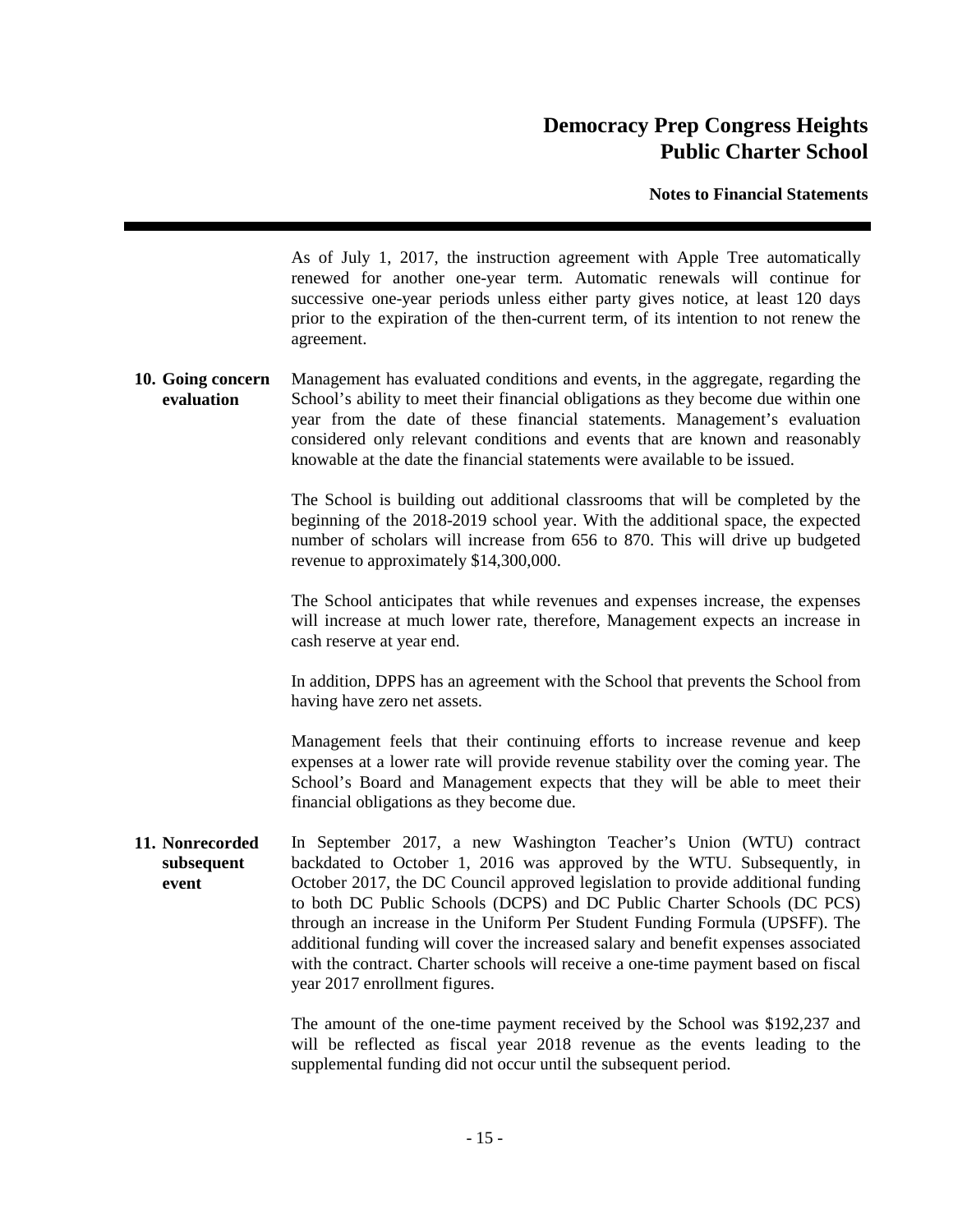As of July 1, 2017, the instruction agreement with Apple Tree automatically renewed for another one-year term. Automatic renewals will continue for successive one-year periods unless either party gives notice, at least 120 days prior to the expiration of the then-current term, of its intention to not renew the agreement.

**10. Going concern evaluation**

Management has evaluated conditions and events, in the aggregate, regarding the School's ability to meet their financial obligations as they become due within one year from the date of these financial statements. Management's evaluation considered only relevant conditions and events that are known and reasonably knowable at the date the financial statements were available to be issued.

The School is building out additional classrooms that will be completed by the beginning of the 2018-2019 school year. With the additional space, the expected number of scholars will increase from 656 to 870. This will drive up budgeted revenue to approximately $14,300,000.

The School anticipates that while revenues and expenses increase, the expenses will increase at much lower rate, therefore, Management expects an increase in cash reserve at year end.

In addition, DPPS has an agreement with the School that prevents the School from having have zero net assets.

Management feels that their continuing efforts to increase revenue and keep expenses at a lower rate will provide revenue stability over the coming year. The School's Board and Management expects that they will be able to meet their financial obligations as they become due.

**11. Nonrecorded subsequent event**

In September 2017, a new Washington Teacher's Union (WTU) contract backdated to October 1, 2016 was approved by the WTU. Subsequently, in October 2017, the DC Council approved legislation to provide additional funding to both DC Public Schools (DCPS) and DC Public Charter Schools (DC PCS) through an increase in the Uniform Per Student Funding Formula (UPSFF). The additional funding will cover the increased salary and benefit expenses associated with the contract. Charter schools will receive a one-time payment based on fiscal year 2017 enrollment figures.

The amount of the one-time payment received by the School was $192,237 and will be reflected as fiscal year 2018 revenue as the events leading to the supplemental funding did not occur until the subsequent period.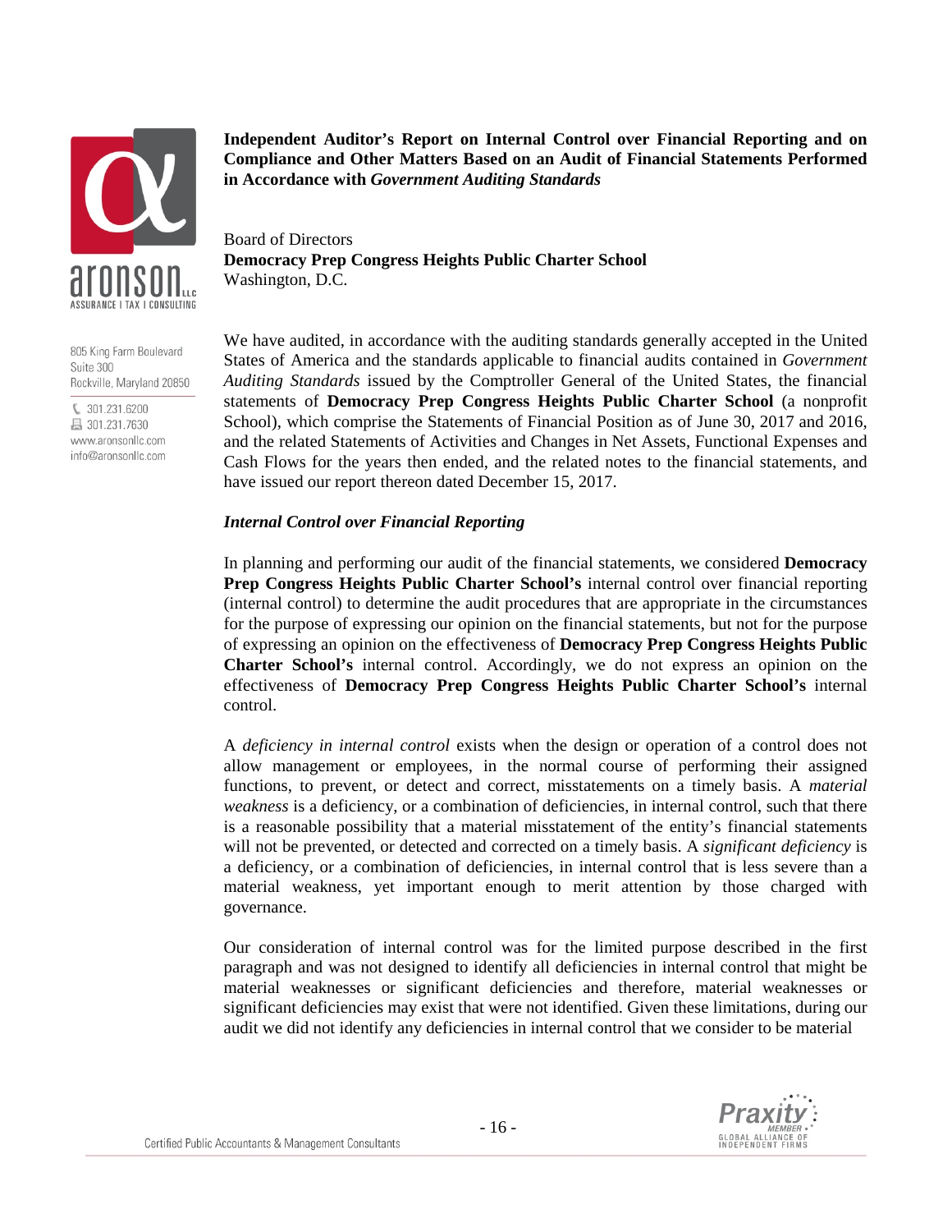**Independent Auditor's Report on Internal Control over Financial Reporting and on Compliance and Other Matters Based on an Audit of Financial Statements Performed in Accordance with *Government Auditing Standards***

Board of Directors
**Democracy Prep Congress Heights Public Charter School**
Washington, D.C.

We have audited, in accordance with the auditing standards generally accepted in the United States of America and the standards applicable to financial audits contained in *Government Auditing Standards* issued by the Comptroller General of the United States, the financial statements of **Democracy Prep Congress Heights Public Charter School** (a nonprofit School), which comprise the Statements of Financial Position as of June 30, 2017 and 2016, and the related Statements of Activities and Changes in Net Assets, Functional Expenses and Cash Flows for the years then ended, and the related notes to the financial statements, and have issued our report thereon dated December 15, 2017.

***Internal Control over Financial Reporting***

In planning and performing our audit of the financial statements, we considered **Democracy Prep Congress Heights Public Charter School's** internal control over financial reporting (internal control) to determine the audit procedures that are appropriate in the circumstances for the purpose of expressing our opinion on the financial statements, but not for the purpose of expressing an opinion on the effectiveness of **Democracy Prep Congress Heights Public Charter School's** internal control. Accordingly, we do not express an opinion on the effectiveness of **Democracy Prep Congress Heights Public Charter School's** internal control.

A *deficiency in internal control* exists when the design or operation of a control does not allow management or employees, in the normal course of performing their assigned functions, to prevent, or detect and correct, misstatements on a timely basis. A *material weakness* is a deficiency, or a combination of deficiencies, in internal control, such that there is a reasonable possibility that a material misstatement of the entity's financial statements will not be prevented, or detected and corrected on a timely basis. A *significant deficiency* is a deficiency, or a combination of deficiencies, in internal control that is less severe than a material weakness, yet important enough to merit attention by those charged with governance.

Our consideration of internal control was for the limited purpose described in the first paragraph and was not designed to identify all deficiencies in internal control that might be material weaknesses or significant deficiencies and therefore, material weaknesses or significant deficiencies may exist that were not identified. Given these limitations, during our audit we did not identify any deficiencies in internal control that we consider to be material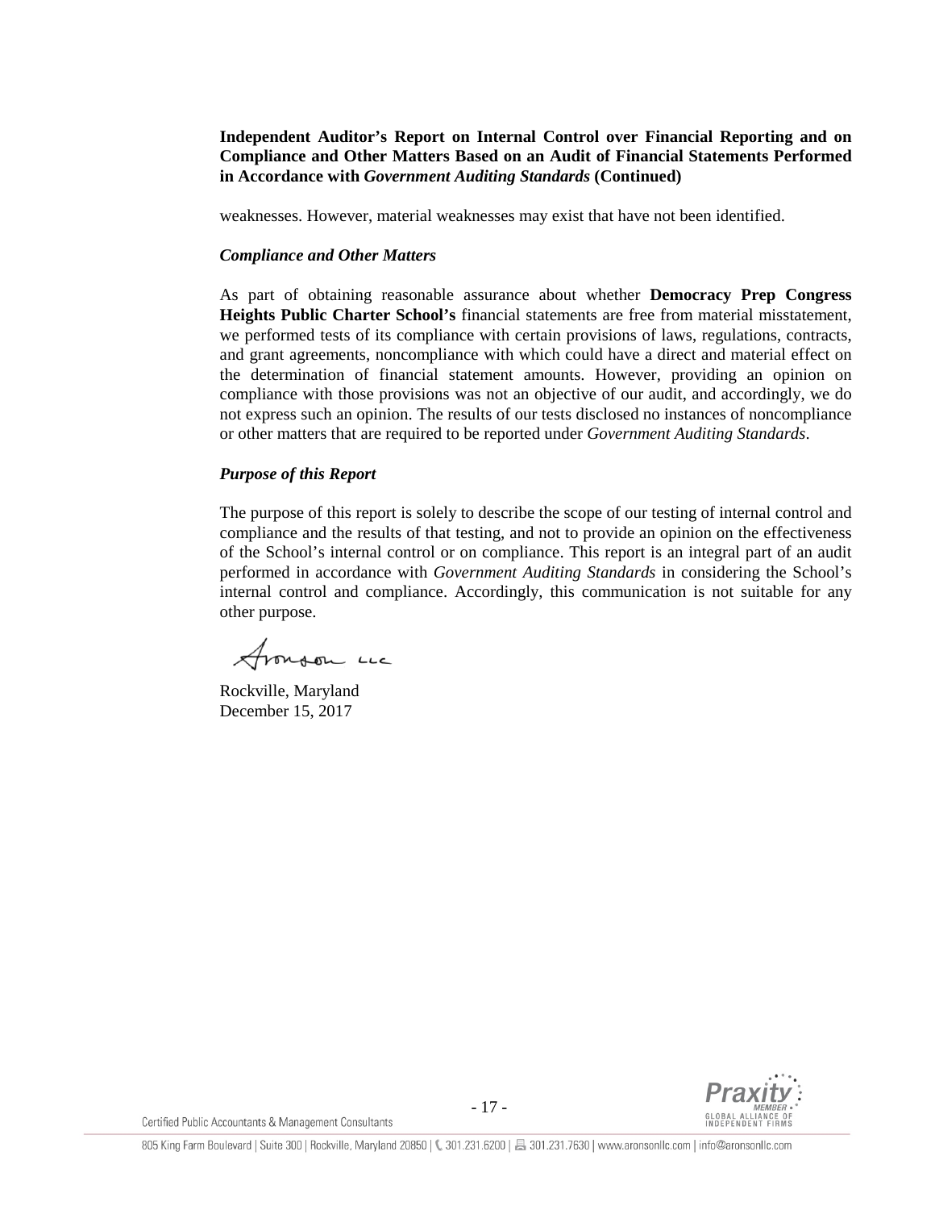**Independent Auditor's Report on Internal Control over Financial Reporting and on Compliance and Other Matters Based on an Audit of Financial Statements Performed in Accordance with *Government Auditing Standards* (Continued)**

weaknesses. However, material weaknesses may exist that have not been identified.

***Compliance and Other Matters***

As part of obtaining reasonable assurance about whether **Democracy Prep Congress Heights Public Charter School's** financial statements are free from material misstatement, we performed tests of its compliance with certain provisions of laws, regulations, contracts, and grant agreements, noncompliance with which could have a direct and material effect on the determination of financial statement amounts. However, providing an opinion on compliance with those provisions was not an objective of our audit, and accordingly, we do not express such an opinion. The results of our tests disclosed no instances of noncompliance or other matters that are required to be reported under *Government Auditing Standards*.

***Purpose of this Report***

The purpose of this report is solely to describe the scope of our testing of internal control and compliance and the results of that testing, and not to provide an opinion on the effectiveness of the School's internal control or on compliance. This report is an integral part of an audit performed in accordance with *Government Auditing Standards* in considering the School's internal control and compliance. Accordingly, this communication is not suitable for any other purpose.

Aronson LLC

Rockville, Maryland
December 15, 2017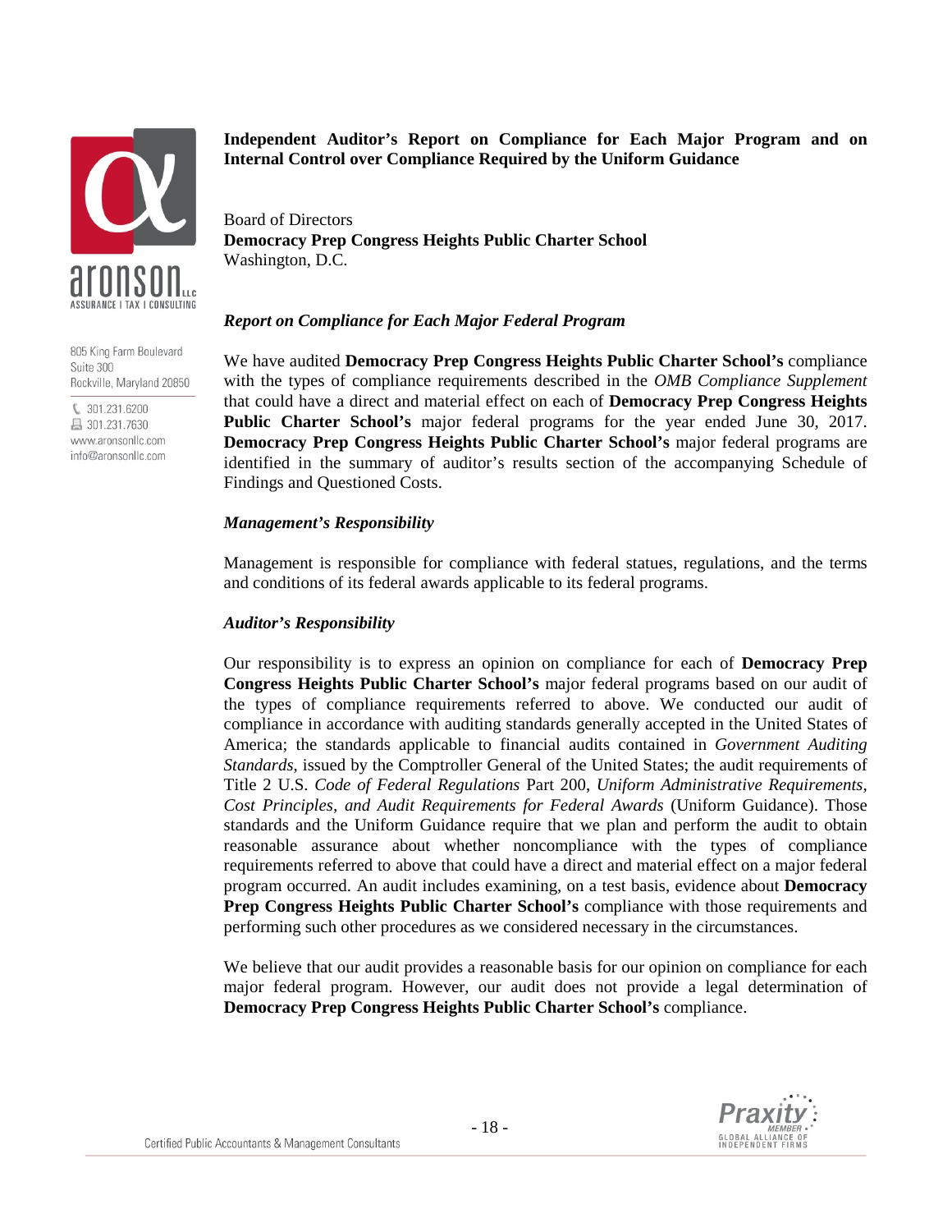**Independent Auditor's Report on Compliance for Each Major Program and on Internal Control over Compliance Required by the Uniform Guidance**

Board of Directors
**Democracy Prep Congress Heights Public Charter School**
Washington, D.C.

***Report on Compliance for Each Major Federal Program***

We have audited **Democracy Prep Congress Heights Public Charter School's** compliance with the types of compliance requirements described in the *OMB Compliance Supplement* that could have a direct and material effect on each of **Democracy Prep Congress Heights Public Charter School's** major federal programs for the year ended June 30, 2017. **Democracy Prep Congress Heights Public Charter School's** major federal programs are identified in the summary of auditor's results section of the accompanying Schedule of Findings and Questioned Costs.

***Management's Responsibility***

Management is responsible for compliance with federal statues, regulations, and the terms and conditions of its federal awards applicable to its federal programs.

***Auditor's Responsibility***

Our responsibility is to express an opinion on compliance for each of **Democracy Prep Congress Heights Public Charter School's** major federal programs based on our audit of the types of compliance requirements referred to above. We conducted our audit of compliance in accordance with auditing standards generally accepted in the United States of America; the standards applicable to financial audits contained in *Government Auditing Standards*, issued by the Comptroller General of the United States; the audit requirements of Title 2 U.S. *Code of Federal Regulations* Part 200, *Uniform Administrative Requirements, Cost Principles, and Audit Requirements for Federal Awards* (Uniform Guidance). Those standards and the Uniform Guidance require that we plan and perform the audit to obtain reasonable assurance about whether noncompliance with the types of compliance requirements referred to above that could have a direct and material effect on a major federal program occurred. An audit includes examining, on a test basis, evidence about **Democracy Prep Congress Heights Public Charter School's** compliance with those requirements and performing such other procedures as we considered necessary in the circumstances.

We believe that our audit provides a reasonable basis for our opinion on compliance for each major federal program. However, our audit does not provide a legal determination of **Democracy Prep Congress Heights Public Charter School's** compliance.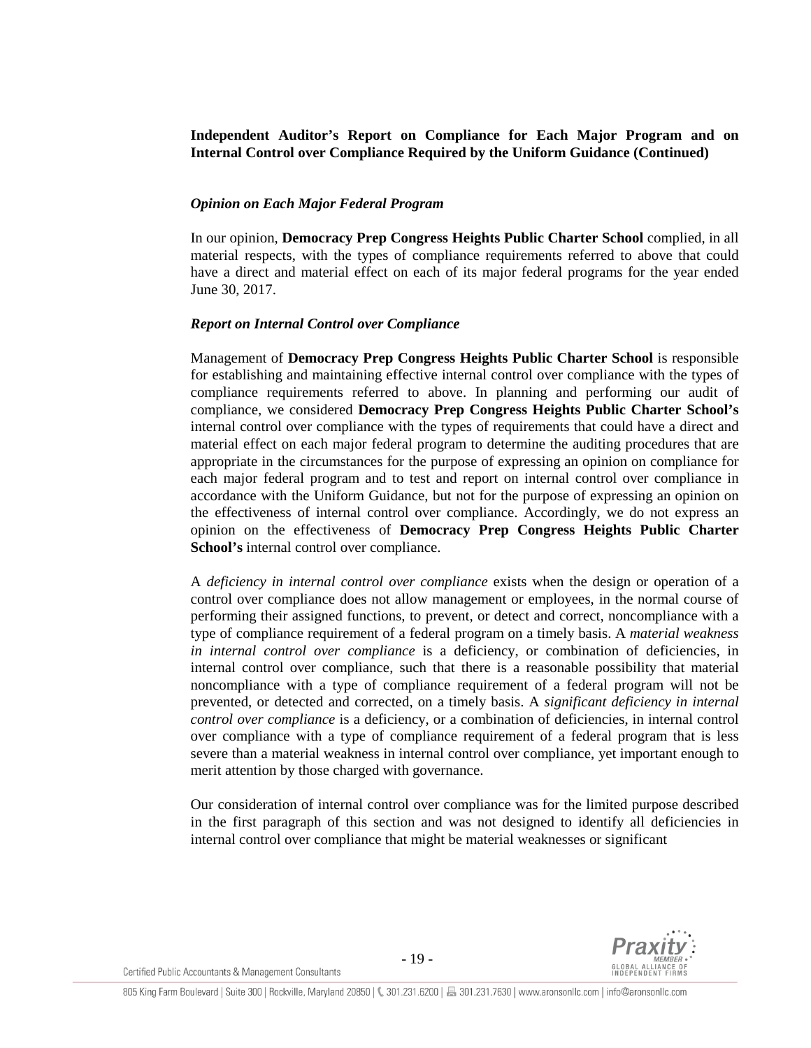**Independent Auditor's Report on Compliance for Each Major Program and on Internal Control over Compliance Required by the Uniform Guidance (Continued)**

***Opinion on Each Major Federal Program***

In our opinion, **Democracy Prep Congress Heights Public Charter School** complied, in all material respects, with the types of compliance requirements referred to above that could have a direct and material effect on each of its major federal programs for the year ended June 30, 2017.

***Report on Internal Control over Compliance***

Management of **Democracy Prep Congress Heights Public Charter School** is responsible for establishing and maintaining effective internal control over compliance with the types of compliance requirements referred to above. In planning and performing our audit of compliance, we considered **Democracy Prep Congress Heights Public Charter School's** internal control over compliance with the types of requirements that could have a direct and material effect on each major federal program to determine the auditing procedures that are appropriate in the circumstances for the purpose of expressing an opinion on compliance for each major federal program and to test and report on internal control over compliance in accordance with the Uniform Guidance, but not for the purpose of expressing an opinion on the effectiveness of internal control over compliance. Accordingly, we do not express an opinion on the effectiveness of **Democracy Prep Congress Heights Public Charter School's** internal control over compliance.

A *deficiency in internal control over compliance* exists when the design or operation of a control over compliance does not allow management or employees, in the normal course of performing their assigned functions, to prevent, or detect and correct, noncompliance with a type of compliance requirement of a federal program on a timely basis. A *material weakness in internal control over compliance* is a deficiency, or combination of deficiencies, in internal control over compliance, such that there is a reasonable possibility that material noncompliance with a type of compliance requirement of a federal program will not be prevented, or detected and corrected, on a timely basis. A *significant deficiency in internal control over compliance* is a deficiency, or a combination of deficiencies, in internal control over compliance with a type of compliance requirement of a federal program that is less severe than a material weakness in internal control over compliance, yet important enough to merit attention by those charged with governance.

Our consideration of internal control over compliance was for the limited purpose described in the first paragraph of this section and was not designed to identify all deficiencies in internal control over compliance that might be material weaknesses or significant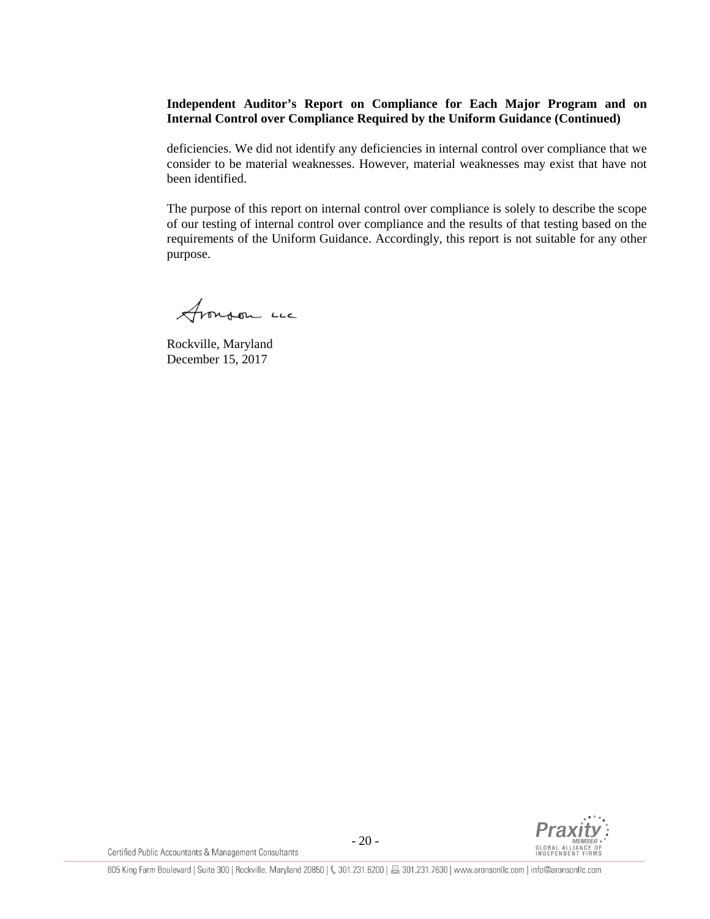**Independent Auditor's Report on Compliance for Each Major Program and on Internal Control over Compliance Required by the Uniform Guidance (Continued)**

deficiencies. We did not identify any deficiencies in internal control over compliance that we consider to be material weaknesses. However, material weaknesses may exist that have not been identified.

The purpose of this report on internal control over compliance is solely to describe the scope of our testing of internal control over compliance and the results of that testing based on the requirements of the Uniform Guidance. Accordingly, this report is not suitable for any other purpose.

Aronson LLC

Rockville, Maryland
December 15, 2017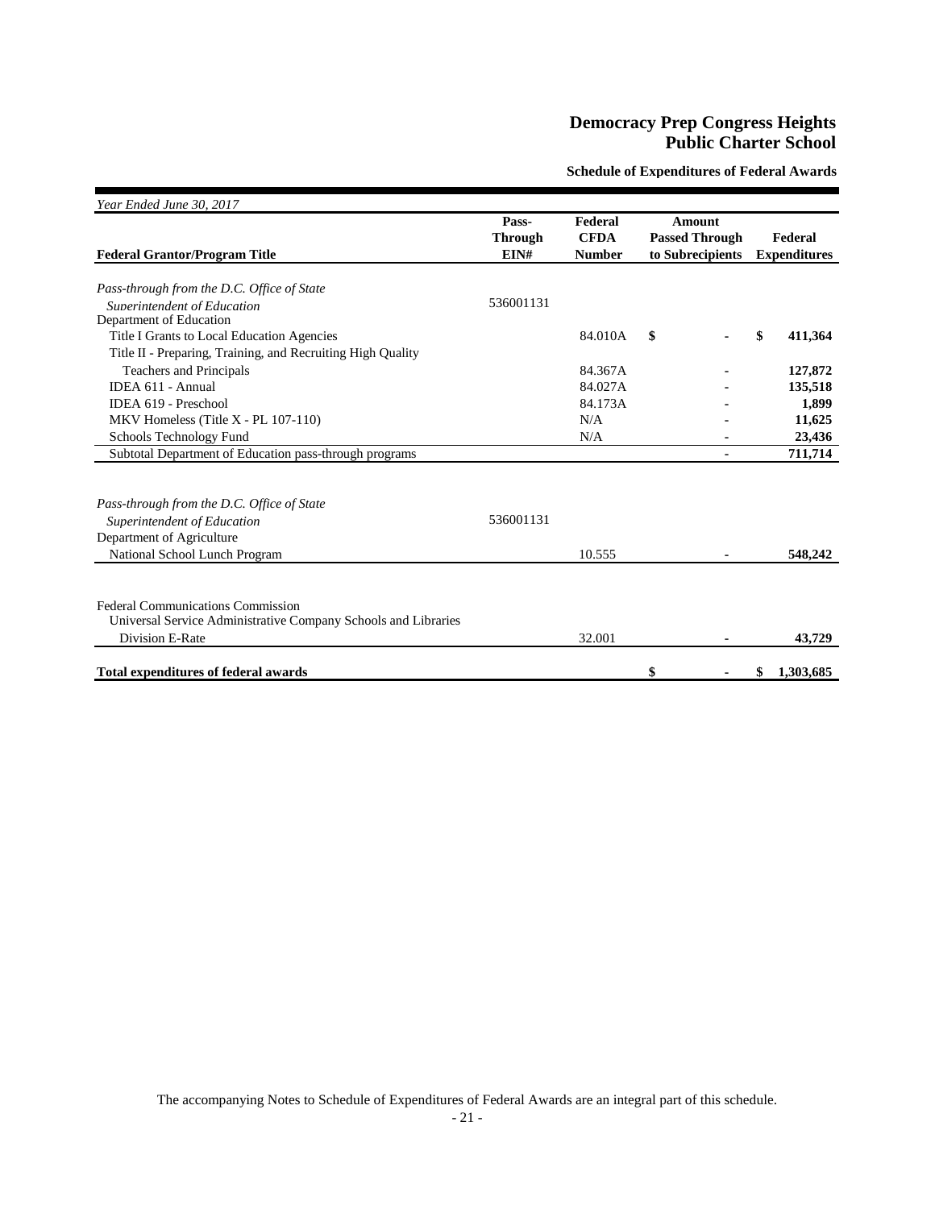# Democracy Prep Congress Heights Public Charter School

## Schedule of Expenditures of Federal Awards

*Year Ended June 30, 2017*

| Federal Grantor/Program Title | Pass-Through EIN# | Federal CFDA Number | Amount Passed Through to Subrecipients | Federal Expenditures |
|---|---|---|---|---|
| *Pass-through from the D.C. Office of State Superintendent of Education* | 536001131 | | | |
| Department of Education | | | | |
| Title I Grants to Local Education Agencies | | 84.010A | $ - | $ 411,364 |
| Title II - Preparing, Training, and Recruiting High Quality Teachers and Principals | | 84.367A | - | 127,872 |
| IDEA 611 - Annual | | 84.027A | - | 135,518 |
| IDEA 619 - Preschool | | 84.173A | - | 1,899 |
| MKV Homeless (Title X - PL 107-110) | | N/A | - | 11,625 |
| Schools Technology Fund | | N/A | - | 23,436 |
| Subtotal Department of Education pass-through programs | | | - | 711,714 |
| | | | | |
| *Pass-through from the D.C. Office of State Superintendent of Education* | 536001131 | | | |
| Department of Agriculture | | | | |
| National School Lunch Program | | 10.555 | - | 548,242 |
| | | | | |
| Federal Communications Commission | | | | |
| Universal Service Administrative Company Schools and Libraries Division E-Rate | | 32.001 | - | 43,729 |
| | | | | |
| **Total expenditures of federal awards** | | | **$ -** | **$ 1,303,685** |

The accompanying Notes to Schedule of Expenditures of Federal Awards are an integral part of this schedule.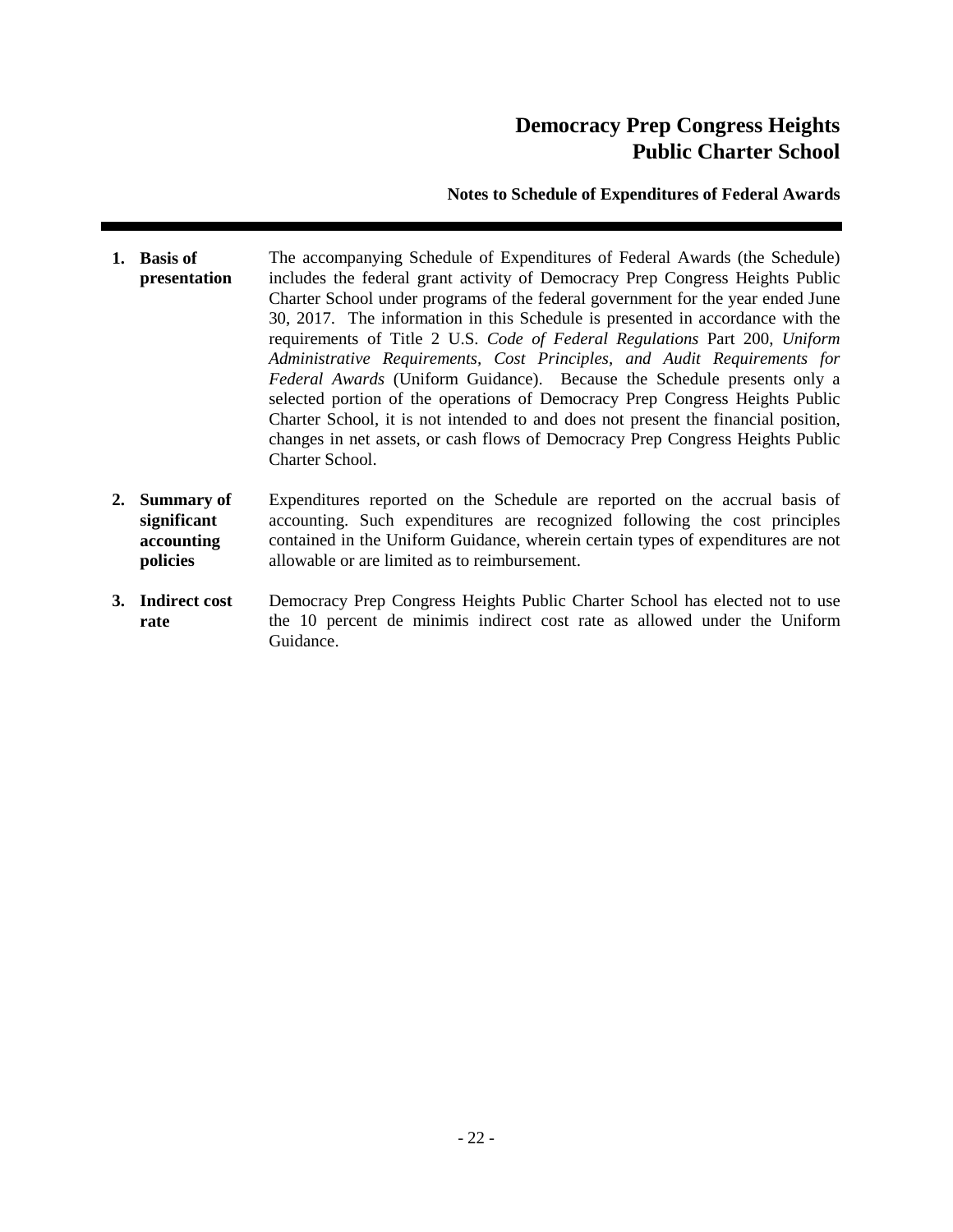# Democracy Prep Congress Heights Public Charter School

## Notes to Schedule of Expenditures of Federal Awards

**1. Basis of presentation**

The accompanying Schedule of Expenditures of Federal Awards (the Schedule) includes the federal grant activity of Democracy Prep Congress Heights Public Charter School under programs of the federal government for the year ended June 30, 2017. The information in this Schedule is presented in accordance with the requirements of Title 2 U.S. *Code of Federal Regulations* Part 200, *Uniform Administrative Requirements, Cost Principles, and Audit Requirements for Federal Awards* (Uniform Guidance). Because the Schedule presents only a selected portion of the operations of Democracy Prep Congress Heights Public Charter School, it is not intended to and does not present the financial position, changes in net assets, or cash flows of Democracy Prep Congress Heights Public Charter School.

**2. Summary of significant accounting policies**

Expenditures reported on the Schedule are reported on the accrual basis of accounting. Such expenditures are recognized following the cost principles contained in the Uniform Guidance, wherein certain types of expenditures are not allowable or are limited as to reimbursement.

**3. Indirect cost rate**

Democracy Prep Congress Heights Public Charter School has elected not to use the 10 percent de minimis indirect cost rate as allowed under the Uniform Guidance.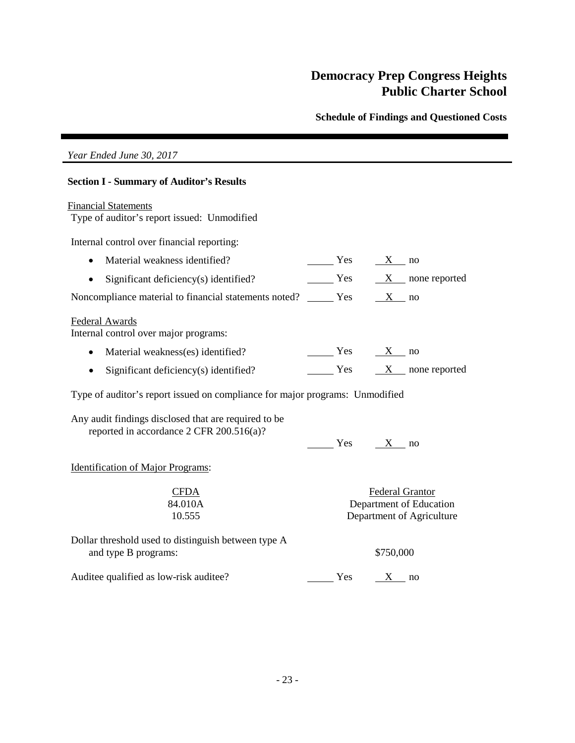# Democracy Prep Congress Heights Public Charter School

## Schedule of Findings and Questioned Costs

*Year Ended June 30, 2017*

### Section I - Summary of Auditor's Results

Financial Statements

Type of auditor's report issued: Unmodified

Internal control over financial reporting:

- Material weakness identified? ____ Yes __X__ no
- Significant deficiency(s) identified? ____ Yes __X__ none reported

Noncompliance material to financial statements noted? ____ Yes __X__ no

Federal Awards

Internal control over major programs:

- Material weakness(es) identified? ____ Yes __X__ no
- Significant deficiency(s) identified? ____ Yes __X__ none reported

Type of auditor's report issued on compliance for major programs: Unmodified

Any audit findings disclosed that are required to be reported in accordance 2 CFR 200.516(a)? ____ Yes __X__ no

Identification of Major Programs:

| CFDA | Federal Grantor |
|---|---|
| 84.010A | Department of Education |
| 10.555 | Department of Agriculture |

Dollar threshold used to distinguish between type A and type B programs: $750,000

Auditee qualified as low-risk auditee? ____ Yes __X__ no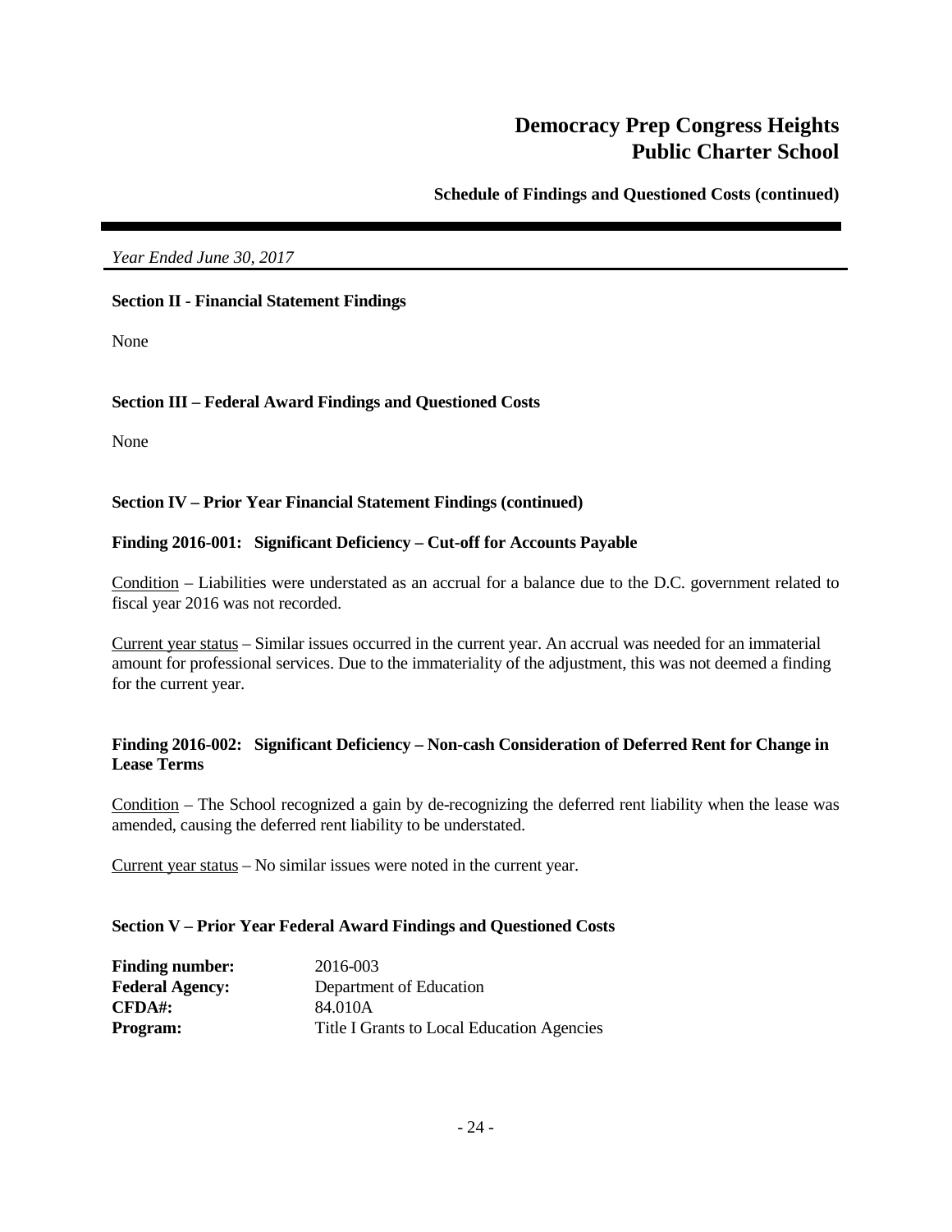*Year Ended June 30, 2017*

**Section II - Financial Statement Findings**

None

**Section III – Federal Award Findings and Questioned Costs**

None

**Section IV – Prior Year Financial Statement Findings (continued)**

**Finding 2016-001: Significant Deficiency – Cut-off for Accounts Payable**

Condition – Liabilities were understated as an accrual for a balance due to the D.C. government related to fiscal year 2016 was not recorded.

Current year status – Similar issues occurred in the current year. An accrual was needed for an immaterial amount for professional services. Due to the immateriality of the adjustment, this was not deemed a finding for the current year.

**Finding 2016-002: Significant Deficiency – Non-cash Consideration of Deferred Rent for Change in Lease Terms**

Condition – The School recognized a gain by de-recognizing the deferred rent liability when the lease was amended, causing the deferred rent liability to be understated.

Current year status – No similar issues were noted in the current year.

**Section V – Prior Year Federal Award Findings and Questioned Costs**

**Finding number:** 2016-003
**Federal Agency:** Department of Education
**CFDA#:** 84.010A
**Program:** Title I Grants to Local Education Agencies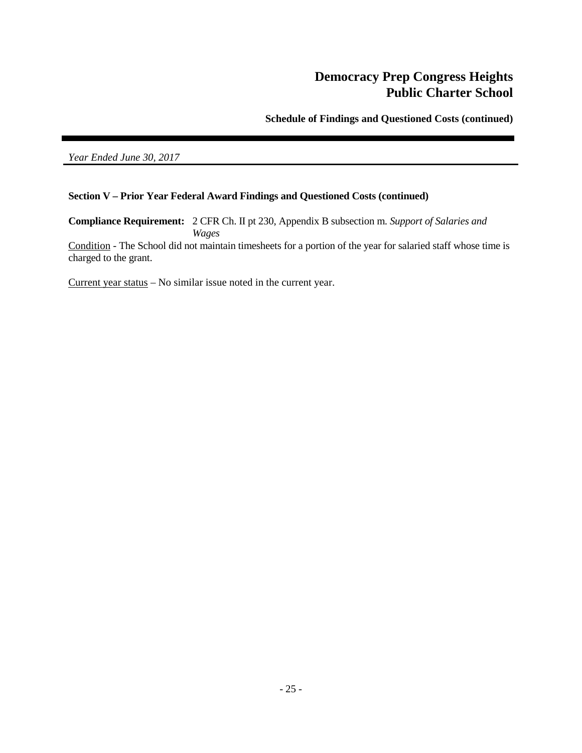*Year Ended June 30, 2017*

**Section V – Prior Year Federal Award Findings and Questioned Costs (continued)**

**Compliance Requirement:** 2 CFR Ch. II pt 230, Appendix B subsection m. *Support of Salaries and Wages*

Condition - The School did not maintain timesheets for a portion of the year for salaried staff whose time is charged to the grant.

Current year status – No similar issue noted in the current year.